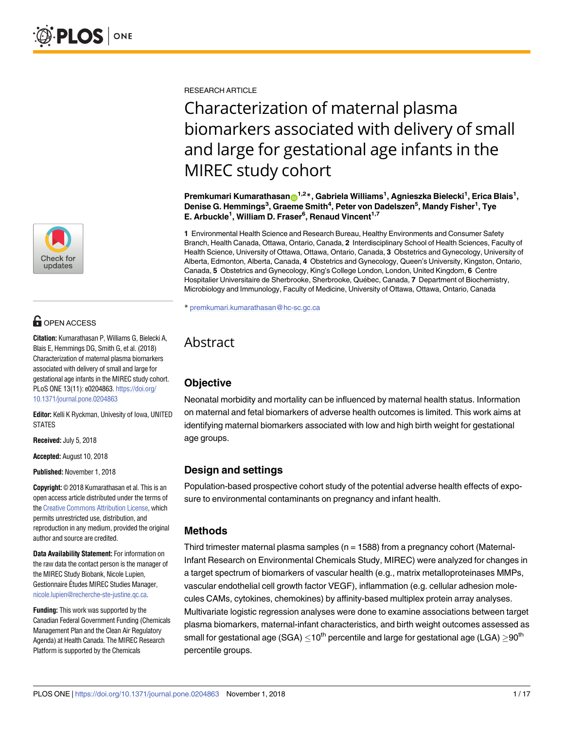RESEARCH ARTICLE

# Characterization of maternal plasma biomarkers associated with delivery of small and large for gestational age infants in the MIREC study cohort

**Premkumari Kumarathasan[1,2]*, Gabriela Williams[1], Agnieszka Bielecki[1], Erica Blais[1], Denise G. Hemmings[3], Graeme Smith[4], Peter von Dadelszen[5], Mandy Fisher[1], Tye E. Arbuckle[1], William D. Fraser[6], Renaud Vincent[1,7]**

**1** Environmental Health Science and Research Bureau, Healthy Environments and Consumer Safety Branch, Health Canada, Ottawa, Ontario, Canada, **2** Interdisciplinary School of Health Sciences, Faculty of Health Science, University of Ottawa, Ottawa, Ontario, Canada, **3** Obstetrics and Gynecology, University of Alberta, Edmonton, Alberta, Canada, **4** Obstetrics and Gynecology, Queen's University, Kingston, Ontario, Canada, **5** Obstetrics and Gynecology, King's College London, London, United Kingdom, **6** Centre Hospitalier Universitaire de Sherbrooke, Sherbrooke, Québec, Canada, **7** Department of Biochemistry, Microbiology and Immunology, Faculty of Medicine, University of Ottawa, Ottawa, Ontario, Canada

* premkumari.kumarathasan@hc-sc.gc.ca

OPEN ACCESS

**Citation:** Kumarathasan P, Williams G, Bielecki A, Blais E, Hemmings DG, Smith G, et al. (2018) Characterization of maternal plasma biomarkers associated with delivery of small and large for gestational age infants in the MIREC study cohort. PLoS ONE 13(11): e0204863. https://doi.org/10.1371/journal.pone.0204863

**Editor:** Kelli K Ryckman, Univesity of Iowa, UNITED STATES

**Received:** July 5, 2018

**Accepted:** August 10, 2018

**Published:** November 1, 2018

**Copyright:** © 2018 Kumarathasan et al. This is an open access article distributed under the terms of the Creative Commons Attribution License, which permits unrestricted use, distribution, and reproduction in any medium, provided the original author and source are credited.

**Data Availability Statement:** For information on the raw data the contact person is the manager of the MIREC Study Biobank, Nicole Lupien, Gestionnaire Études MIREC Studies Manager, nicole.lupien@recherche-ste-justine.qc.ca.

**Funding:** This work was supported by the Canadian Federal Government Funding (Chemicals Management Plan and the Clean Air Regulatory Agenda) at Health Canada. The MIREC Research Platform is supported by the Chemicals

## Abstract

### Objective

Neonatal morbidity and mortality can be influenced by maternal health status. Information on maternal and fetal biomarkers of adverse health outcomes is limited. This work aims at identifying maternal biomarkers associated with low and high birth weight for gestational age groups.

### Design and settings

Population-based prospective cohort study of the potential adverse health effects of exposure to environmental contaminants on pregnancy and infant health.

### Methods

Third trimester maternal plasma samples (n = 1588) from a pregnancy cohort (Maternal-Infant Research on Environmental Chemicals Study, MIREC) were analyzed for changes in a target spectrum of biomarkers of vascular health (e.g., matrix metalloproteinases MMPs, vascular endothelial cell growth factor VEGF), inflammation (e.g. cellular adhesion molecules CAMs, cytokines, chemokines) by affinity-based multiplex protein array analyses. Multivariate logistic regression analyses were done to examine associations between target plasma biomarkers, maternal-infant characteristics, and birth weight outcomes assessed as small for gestational age (SGA) $\leq 10^{th}$ percentile and large for gestational age (LGA) $\geq 90^{th}$ percentile groups.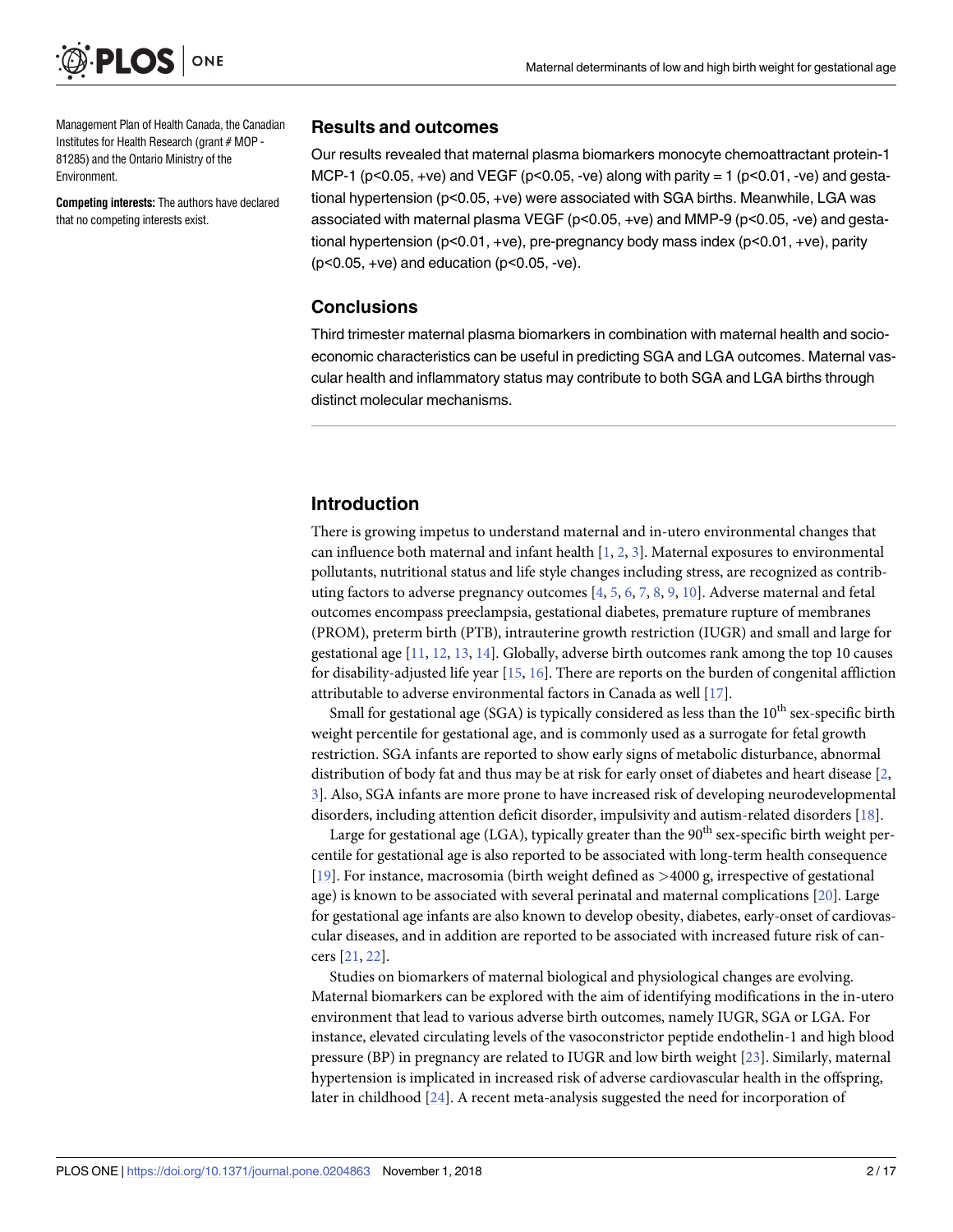Management Plan of Health Canada, the Canadian Institutes for Health Research (grant # MOP - 81285) and the Ontario Ministry of the Environment.

**Competing interests:** The authors have declared that no competing interests exist.

## Results and outcomes

Our results revealed that maternal plasma biomarkers monocyte chemoattractant protein-1 MCP-1 ($p<0.05$, +ve) and VEGF ($p<0.05$, -ve) along with parity = 1 ($p<0.01$, -ve) and gestational hypertension ($p<0.05$, +ve) were associated with SGA births. Meanwhile, LGA was associated with maternal plasma VEGF ($p<0.05$, +ve) and MMP-9 ($p<0.05$, -ve) and gestational hypertension ($p<0.01$, +ve), pre-pregnancy body mass index ($p<0.01$, +ve), parity ($p<0.05$, +ve) and education ($p<0.05$, -ve).

## Conclusions

Third trimester maternal plasma biomarkers in combination with maternal health and socio-economic characteristics can be useful in predicting SGA and LGA outcomes. Maternal vascular health and inflammatory status may contribute to both SGA and LGA births through distinct molecular mechanisms.

## Introduction

There is growing impetus to understand maternal and in-utero environmental changes that can influence both maternal and infant health [1, 2, 3]. Maternal exposures to environmental pollutants, nutritional status and life style changes including stress, are recognized as contributing factors to adverse pregnancy outcomes [4, 5, 6, 7, 8, 9, 10]. Adverse maternal and fetal outcomes encompass preeclampsia, gestational diabetes, premature rupture of membranes (PROM), preterm birth (PTB), intrauterine growth restriction (IUGR) and small and large for gestational age [11, 12, 13, 14]. Globally, adverse birth outcomes rank among the top 10 causes for disability-adjusted life year [15, 16]. There are reports on the burden of congenital affliction attributable to adverse environmental factors in Canada as well [17].

Small for gestational age (SGA) is typically considered as less than the 10[th] sex-specific birth weight percentile for gestational age, and is commonly used as a surrogate for fetal growth restriction. SGA infants are reported to show early signs of metabolic disturbance, abnormal distribution of body fat and thus may be at risk for early onset of diabetes and heart disease [2, 3]. Also, SGA infants are more prone to have increased risk of developing neurodevelopmental disorders, including attention deficit disorder, impulsivity and autism-related disorders [18].

Large for gestational age (LGA), typically greater than the 90[th] sex-specific birth weight percentile for gestational age is also reported to be associated with long-term health consequence [19]. For instance, macrosomia (birth weight defined as >4000 g, irrespective of gestational age) is known to be associated with several perinatal and maternal complications [20]. Large for gestational age infants are also known to develop obesity, diabetes, early-onset of cardiovascular diseases, and in addition are reported to be associated with increased future risk of cancers [21, 22].

Studies on biomarkers of maternal biological and physiological changes are evolving. Maternal biomarkers can be explored with the aim of identifying modifications in the in-utero environment that lead to various adverse birth outcomes, namely IUGR, SGA or LGA. For instance, elevated circulating levels of the vasoconstrictor peptide endothelin-1 and high blood pressure (BP) in pregnancy are related to IUGR and low birth weight [23]. Similarly, maternal hypertension is implicated in increased risk of adverse cardiovascular health in the offspring, later in childhood [24]. A recent meta-analysis suggested the need for incorporation of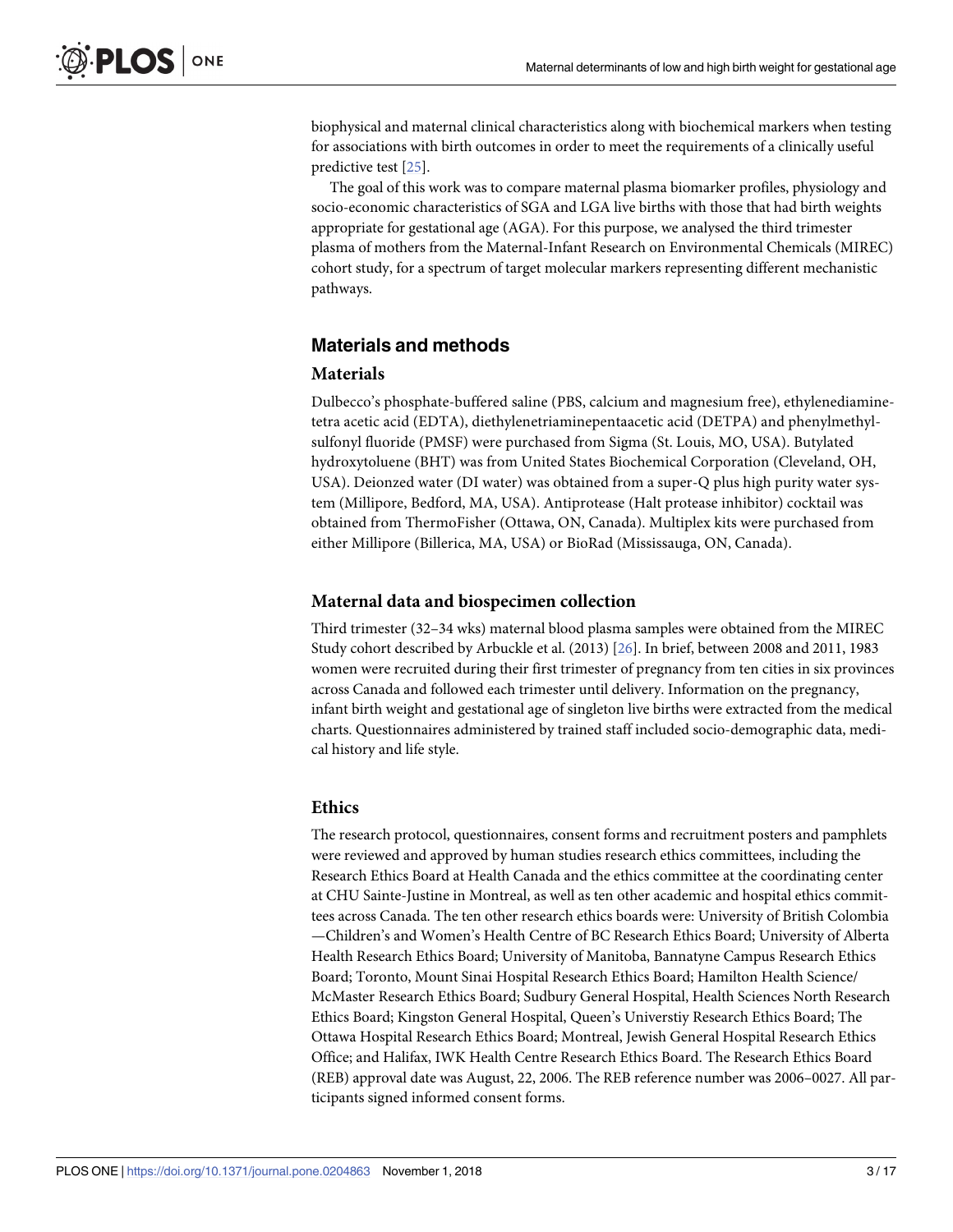biophysical and maternal clinical characteristics along with biochemical markers when testing for associations with birth outcomes in order to meet the requirements of a clinically useful predictive test [25].

The goal of this work was to compare maternal plasma biomarker profiles, physiology and socio-economic characteristics of SGA and LGA live births with those that had birth weights appropriate for gestational age (AGA). For this purpose, we analysed the third trimester plasma of mothers from the Maternal-Infant Research on Environmental Chemicals (MIREC) cohort study, for a spectrum of target molecular markers representing different mechanistic pathways.

## Materials and methods

### Materials

Dulbecco's phosphate-buffered saline (PBS, calcium and magnesium free), ethylenediaminetetra acetic acid (EDTA), diethylenetriaminepentaacetic acid (DETPA) and phenylmethylsulfonyl fluoride (PMSF) were purchased from Sigma (St. Louis, MO, USA). Butylated hydroxytoluene (BHT) was from United States Biochemical Corporation (Cleveland, OH, USA). Deionzed water (DI water) was obtained from a super-Q plus high purity water system (Millipore, Bedford, MA, USA). Antiprotease (Halt protease inhibitor) cocktail was obtained from ThermoFisher (Ottawa, ON, Canada). Multiplex kits were purchased from either Millipore (Billerica, MA, USA) or BioRad (Mississauga, ON, Canada).

### Maternal data and biospecimen collection

Third trimester (32–34 wks) maternal blood plasma samples were obtained from the MIREC Study cohort described by Arbuckle et al. (2013) [26]. In brief, between 2008 and 2011, 1983 women were recruited during their first trimester of pregnancy from ten cities in six provinces across Canada and followed each trimester until delivery. Information on the pregnancy, infant birth weight and gestational age of singleton live births were extracted from the medical charts. Questionnaires administered by trained staff included socio-demographic data, medical history and life style.

### Ethics

The research protocol, questionnaires, consent forms and recruitment posters and pamphlets were reviewed and approved by human studies research ethics committees, including the Research Ethics Board at Health Canada and the ethics committee at the coordinating center at CHU Sainte-Justine in Montreal, as well as ten other academic and hospital ethics committees across Canada. The ten other research ethics boards were: University of British Colombia—Children's and Women's Health Centre of BC Research Ethics Board; University of Alberta Health Research Ethics Board; University of Manitoba, Bannatyne Campus Research Ethics Board; Toronto, Mount Sinai Hospital Research Ethics Board; Hamilton Health Science/McMaster Research Ethics Board; Sudbury General Hospital, Health Sciences North Research Ethics Board; Kingston General Hospital, Queen's Universtiy Research Ethics Board; The Ottawa Hospital Research Ethics Board; Montreal, Jewish General Hospital Research Ethics Office; and Halifax, IWK Health Centre Research Ethics Board. The Research Ethics Board (REB) approval date was August, 22, 2006. The REB reference number was 2006–0027. All participants signed informed consent forms.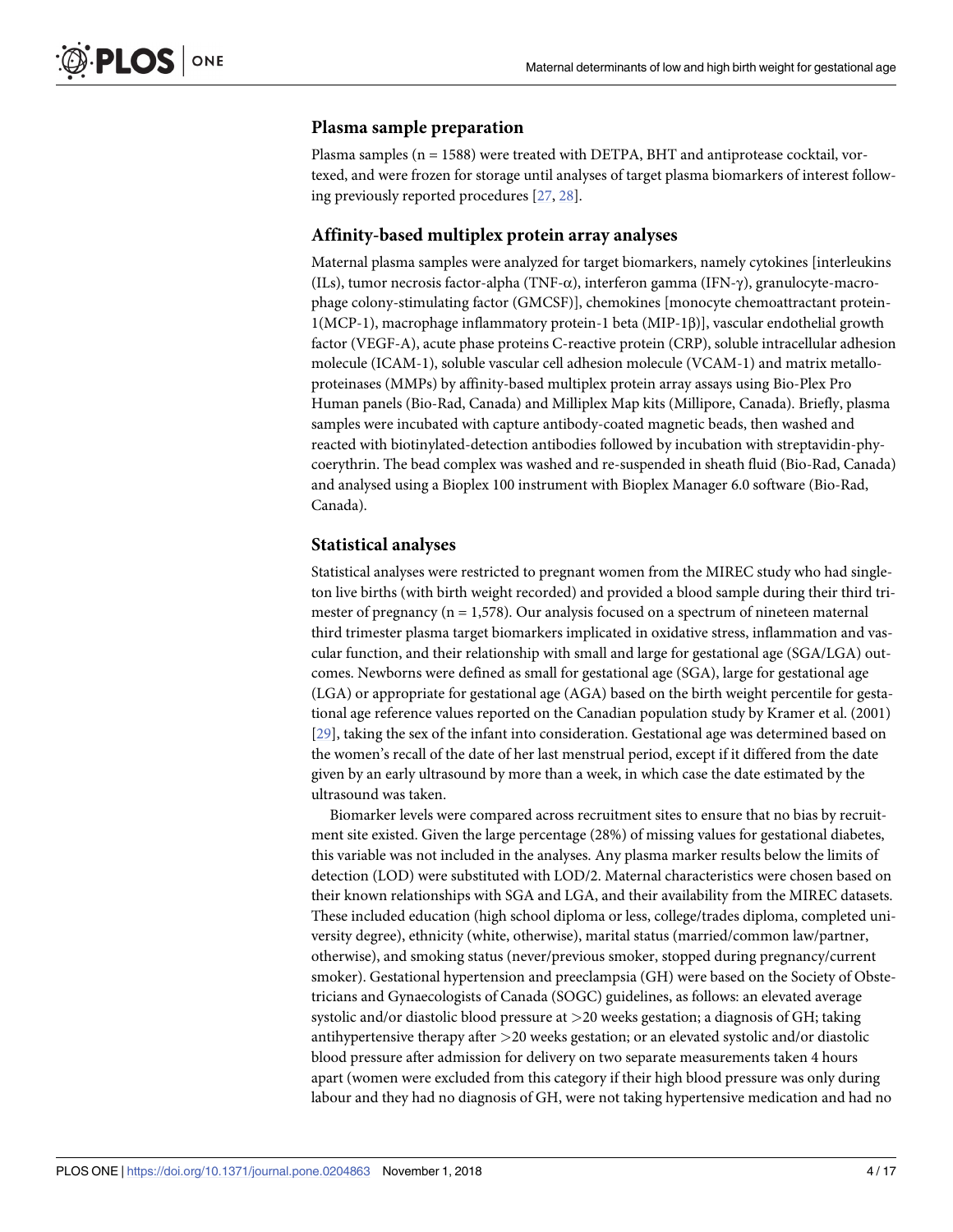### Plasma sample preparation

Plasma samples (n = 1588) were treated with DETPA, BHT and antiprotease cocktail, vortexed, and were frozen for storage until analyses of target plasma biomarkers of interest following previously reported procedures [27, 28].

### Affinity-based multiplex protein array analyses

Maternal plasma samples were analyzed for target biomarkers, namely cytokines [interleukins (ILs), tumor necrosis factor-alpha (TNF-α), interferon gamma (IFN-γ), granulocyte-macrophage colony-stimulating factor (GMCSF)], chemokines [monocyte chemoattractant protein-1(MCP-1), macrophage inflammatory protein-1 beta (MIP-1β)], vascular endothelial growth factor (VEGF-A), acute phase proteins C-reactive protein (CRP), soluble intracellular adhesion molecule (ICAM-1), soluble vascular cell adhesion molecule (VCAM-1) and matrix metalloproteinases (MMPs) by affinity-based multiplex protein array assays using Bio-Plex Pro Human panels (Bio-Rad, Canada) and Milliplex Map kits (Millipore, Canada). Briefly, plasma samples were incubated with capture antibody-coated magnetic beads, then washed and reacted with biotinylated-detection antibodies followed by incubation with streptavidin-phycoerythrin. The bead complex was washed and re-suspended in sheath fluid (Bio-Rad, Canada) and analysed using a Bioplex 100 instrument with Bioplex Manager 6.0 software (Bio-Rad, Canada).

### Statistical analyses

Statistical analyses were restricted to pregnant women from the MIREC study who had singleton live births (with birth weight recorded) and provided a blood sample during their third trimester of pregnancy (n = 1,578). Our analysis focused on a spectrum of nineteen maternal third trimester plasma target biomarkers implicated in oxidative stress, inflammation and vascular function, and their relationship with small and large for gestational age (SGA/LGA) outcomes. Newborns were defined as small for gestational age (SGA), large for gestational age (LGA) or appropriate for gestational age (AGA) based on the birth weight percentile for gestational age reference values reported on the Canadian population study by Kramer et al. (2001) [29], taking the sex of the infant into consideration. Gestational age was determined based on the women's recall of the date of her last menstrual period, except if it differed from the date given by an early ultrasound by more than a week, in which case the date estimated by the ultrasound was taken.

Biomarker levels were compared across recruitment sites to ensure that no bias by recruitment site existed. Given the large percentage (28%) of missing values for gestational diabetes, this variable was not included in the analyses. Any plasma marker results below the limits of detection (LOD) were substituted with LOD/2. Maternal characteristics were chosen based on their known relationships with SGA and LGA, and their availability from the MIREC datasets. These included education (high school diploma or less, college/trades diploma, completed university degree), ethnicity (white, otherwise), marital status (married/common law/partner, otherwise), and smoking status (never/previous smoker, stopped during pregnancy/current smoker). Gestational hypertension and preeclampsia (GH) were based on the Society of Obstetricians and Gynaecologists of Canada (SOGC) guidelines, as follows: an elevated average systolic and/or diastolic blood pressure at >20 weeks gestation; a diagnosis of GH; taking antihypertensive therapy after >20 weeks gestation; or an elevated systolic and/or diastolic blood pressure after admission for delivery on two separate measurements taken 4 hours apart (women were excluded from this category if their high blood pressure was only during labour and they had no diagnosis of GH, were not taking hypertensive medication and had no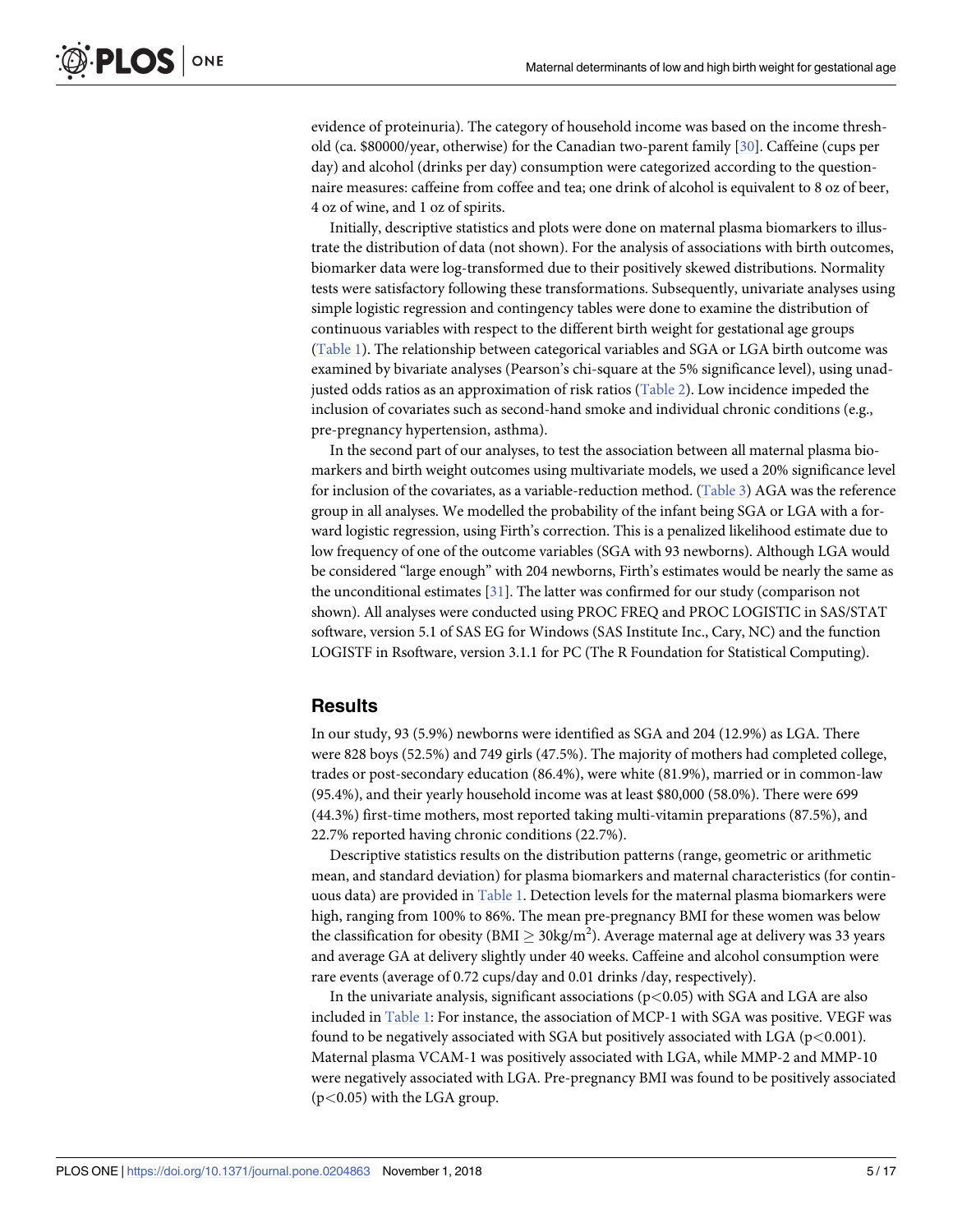evidence of proteinuria). The category of household income was based on the income threshold (ca. $80000/year, otherwise) for the Canadian two-parent family [30]. Caffeine (cups per day) and alcohol (drinks per day) consumption were categorized according to the questionnaire measures: caffeine from coffee and tea; one drink of alcohol is equivalent to 8 oz of beer, 4 oz of wine, and 1 oz of spirits.

Initially, descriptive statistics and plots were done on maternal plasma biomarkers to illustrate the distribution of data (not shown). For the analysis of associations with birth outcomes, biomarker data were log-transformed due to their positively skewed distributions. Normality tests were satisfactory following these transformations. Subsequently, univariate analyses using simple logistic regression and contingency tables were done to examine the distribution of continuous variables with respect to the different birth weight for gestational age groups (Table 1). The relationship between categorical variables and SGA or LGA birth outcome was examined by bivariate analyses (Pearson's chi-square at the 5% significance level), using unadjusted odds ratios as an approximation of risk ratios (Table 2). Low incidence impeded the inclusion of covariates such as second-hand smoke and individual chronic conditions (e.g., pre-pregnancy hypertension, asthma).

In the second part of our analyses, to test the association between all maternal plasma biomarkers and birth weight outcomes using multivariate models, we used a 20% significance level for inclusion of the covariates, as a variable-reduction method. (Table 3) AGA was the reference group in all analyses. We modelled the probability of the infant being SGA or LGA with a forward logistic regression, using Firth's correction. This is a penalized likelihood estimate due to low frequency of one of the outcome variables (SGA with 93 newborns). Although LGA would be considered "large enough" with 204 newborns, Firth's estimates would be nearly the same as the unconditional estimates [31]. The latter was confirmed for our study (comparison not shown). All analyses were conducted using PROC FREQ and PROC LOGISTIC in SAS/STAT software, version 5.1 of SAS EG for Windows (SAS Institute Inc., Cary, NC) and the function LOGISTF in Rsoftware, version 3.1.1 for PC (The R Foundation for Statistical Computing).

## Results

In our study, 93 (5.9%) newborns were identified as SGA and 204 (12.9%) as LGA. There were 828 boys (52.5%) and 749 girls (47.5%). The majority of mothers had completed college, trades or post-secondary education (86.4%), were white (81.9%), married or in common-law (95.4%), and their yearly household income was at least $80,000 (58.0%). There were 699 (44.3%) first-time mothers, most reported taking multi-vitamin preparations (87.5%), and 22.7% reported having chronic conditions (22.7%).

Descriptive statistics results on the distribution patterns (range, geometric or arithmetic mean, and standard deviation) for plasma biomarkers and maternal characteristics (for continuous data) are provided in Table 1. Detection levels for the maternal plasma biomarkers were high, ranging from 100% to 86%. The mean pre-pregnancy BMI for these women was below the classification for obesity (BMI $\geq$ 30kg/m$^2$). Average maternal age at delivery was 33 years and average GA at delivery slightly under 40 weeks. Caffeine and alcohol consumption were rare events (average of 0.72 cups/day and 0.01 drinks /day, respectively).

In the univariate analysis, significant associations ($p<0.05$) with SGA and LGA are also included in Table 1: For instance, the association of MCP-1 with SGA was positive. VEGF was found to be negatively associated with SGA but positively associated with LGA ($p<0.001$). Maternal plasma VCAM-1 was positively associated with LGA, while MMP-2 and MMP-10 were negatively associated with LGA. Pre-pregnancy BMI was found to be positively associated ($p<0.05$) with the LGA group.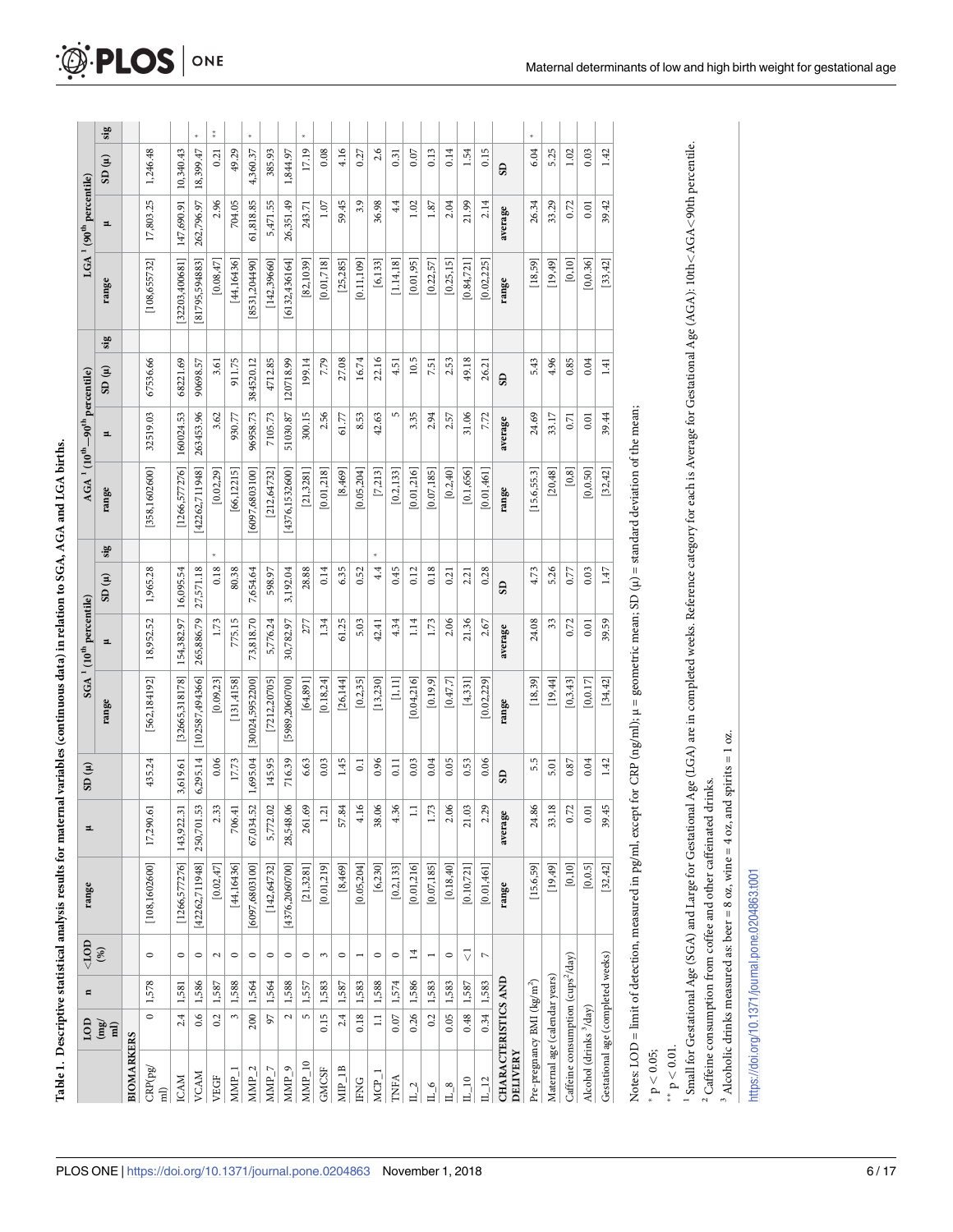**Table 1. Descriptive statistical analysis results for maternal variables (continuous data) in relation to SGA, AGA and LGA births.**

| | LOD (mg/ml) | n | <LOD (%) | range | μ | SD (μ) | SGA [1] (10th percentile) range | μ | SD (μ) | sig | AGA [1] (10th—90th percentile) range | μ | SD (μ) | sig | LGA [1] (90th percentile) range | μ | SD (μ) | sig |
|---|---|---|---|---|---|---|---|---|---|---|---|---|---|---|---|---|---|---|
| **BIOMARKERS** | | | | | | | | | | | | | | | | | | |
| CRP(pg/ml) | 0 | 1,578 | 0 | [108,1602600] | 17,290.61 | 435.24 | [562,184192] | 18,952.52 | 1,965.28 | | [358,1602600] | 32519.03 | 67536.66 | | [108,655732] | 17,803.25 | 1,246.48 | |
| ICAM | 2.4 | 1,581 | 0 | [1266,577276] | 143,922.31 | 3,619.61 | [32665,318178] | 154,382.97 | 16,095.54 | | [1266,577276] | 160024.53 | 68221.69 | | [32203,400681] | 147,690.91 | 10,340.43 | |
| VCAM | 0.6 | 1,586 | 0 | [42262,711948] | 250,701.53 | 6,295.14 | [102587,494366] | 265,886.79 | 27,571.18 | | [42262,711948] | 263453.96 | 90698.57 | | [81795,594883] | 262,796.97 | 18,399.47 | * |
| VEGF | 0.2 | 1,587 | 2 | [0.02,47] | 2.33 | 0.06 | [0.09,23] | 1.73 | 0.18 | * | [0.02,29] | 3.62 | 3.61 | | [0.08,47] | 2.96 | 0.21 | ** |
| MMP_1 | 3 | 1,588 | 0 | [44,16436] | 706.41 | 17.73 | [131,4158] | 775.15 | 80.38 | | [66,12215] | 930.77 | 911.75 | | [44,16436] | 704.05 | 49.29 | |
| MMP_2 | 200 | 1,564 | 0 | [6097,6803100] | 67,034.52 | 1,695.04 | [30024,5952200] | 73,818.70 | 7,654.64 | | [6097,6803100] | 96958.73 | 384520.12 | | [8531,204490] | 61,818.85 | 4,360.37 | * |
| MMP_7 | 97 | 1,564 | 0 | [142,64732] | 5,772.02 | 145.95 | [7212,20705] | 5,776.24 | 598.97 | | [212,64732] | 7105.73 | 4712.85 | | [142,39660] | 5,471.55 | 385.93 | |
| MMP_9 | 2 | 1,588 | 0 | [4376,2060700] | 28,548.06 | 716.39 | [5989,2060700] | 30,782.97 | 3,192.04 | | [4376,1532600] | 51030.87 | 120718.99 | | [6132,436164] | 26,351.49 | 1,844.97 | |
| MMP_10 | 5 | 1,557 | 0 | [21,3281] | 261.69 | 6.63 | [64,891] | 277 | 28.88 | | [21,3281] | 300.15 | 199.14 | | [82,1039] | 243.71 | 17.19 | * |
| GMCSF | 0.15 | 1,583 | 3 | [0.01,219] | 1.21 | 0.03 | [0.18,24] | 1.34 | 0.14 | | [0.01,218] | 2.56 | 7.79 | | [0.01,718] | 1.07 | 0.08 | |
| MIP_1B | 2.4 | 1,587 | 0 | [8,469] | 57.84 | 1.45 | [26,144] | 61.25 | 6.35 | | [8,469] | 61.77 | 27.08 | | [25,285] | 59.45 | 4.16 | |
| IFNG | 0.18 | 1,583 | 1 | [0.05,204] | 4.16 | 0.1 | [0.2,35] | 5.03 | 0.52 | | [0.05,204] | 8.53 | 16.74 | | [0.11,109] | 3.9 | 0.27 | |
| MCP_1 | 1.1 | 1,588 | 0 | [6,230] | 38.06 | 0.96 | [13,230] | 42.41 | 4.4 | * | [7,213] | 42.63 | 22.16 | | [6,133] | 36.98 | 2.6 | |
| TNFA | 0.07 | 1,574 | 0 | [0.2,133] | 4.36 | 0.11 | [1,11] | 4.34 | 0.45 | | [0.2,133] | 5 | 4.51 | | [1.14,18] | 4.4 | 0.31 | |
| IL_2 | 0.26 | 1,586 | 14 | [0.01,216] | 1.1 | 0.03 | [0.04,216] | 1.14 | 0.12 | | [0.01,216] | 3.35 | 10.5 | | [0.01,95] | 1.02 | 0.07 | |
| IL_6 | 0.2 | 1,583 | 1 | [0.07,185] | 1.73 | 0.04 | [0.19,9] | 1.73 | 0.18 | | [0.07,185] | 2.94 | 7.51 | | [0.22,57] | 1.87 | 0.13 | |
| IL_8 | 0.05 | 1,583 | 0 | [0.18,40] | 2.06 | 0.05 | [0.47,7] | 2.06 | 0.21 | | [0.2,40] | 2.57 | 2.53 | | [0.25,15] | 2.04 | 0.14 | |
| IL_10 | 0.48 | 1,587 | <1 | [0.10,721] | 21.03 | 0.53 | [4,331] | 21.36 | 2.21 | | [0.1,656] | 31.06 | 49.18 | | [0.84,721] | 21.99 | 1.54 | |
| IL_12 | 0.34 | 1,583 | 7 | [0.01,461] | 2.29 | 0.06 | [0.02,229] | 2.67 | 0.28 | | [0.01,461] | 7.72 | 26.21 | | [0.02,225] | 2.14 | 0.15 | |
| **CHARACTERISTICS AND DELIVERY** | | | | range | average | SD | range | average | SD | | range | average | SD | | range | average | SD | |
| Pre-pregnancy BMI ($kg/m^2$) | | | | [15,6,59] | 24.86 | 5.5 | [18,39] | 24.08 | 4.73 | | [15.6,55.3] | 24.69 | 5.43 | | [18,59] | 26.34 | 6.04 | * |
| Maternal age (calendar years) | | | | [19,49] | 33.18 | 5.01 | [19,44] | 33 | 5.26 | | [20,48] | 33.17 | 4.96 | | [19,49] | 33.29 | 5.25 | |
| Caffeine consumption (cups[2]/day) | | | | [0,10] | 0.72 | 0.87 | [0.3,43] | 0.72 | 0.77 | | [0,8] | 0.71 | 0.85 | | [0,10] | 0.72 | 1.02 | |
| Alcohol (drinks [3]/day) | | | | [0,0.5] | 0.01 | 0.04 | [0,0.17] | 0.01 | 0.03 | | [0,0.50] | 0.01 | 0.04 | | [0,0.36] | 0.01 | 0.03 | |
| Gestational age (completed weeks) | | | | [32,42] | 39.45 | 1.42 | [34,42] | 39.59 | 1.47 | | [32,42] | 39.44 | 1.41 | | [33,42] | 39.42 | 1.42 | |

Notes: LOD = limit of detection, measured in pg/ml, except for CRP (ng/ml); μ = geometric mean; SD (μ) = standard deviation of the mean;

\* $p < 0.05$;

\*\* $p < 0.01$.

[1] Small for Gestational Age (SGA) and Large for Gestational Age (LGA) are in completed weeks. Reference category for each is Average for Gestational Age (AGA): 10th<AGA<90th percentile.

[2] Caffeine consumption from coffee and other caffeinated drinks.

[3] Alcoholic drinks measured as: beer = 8 oz, wine = 4 oz, and spirits = 1 oz.

https://doi.org/10.1371/journal.pone.0204863.t001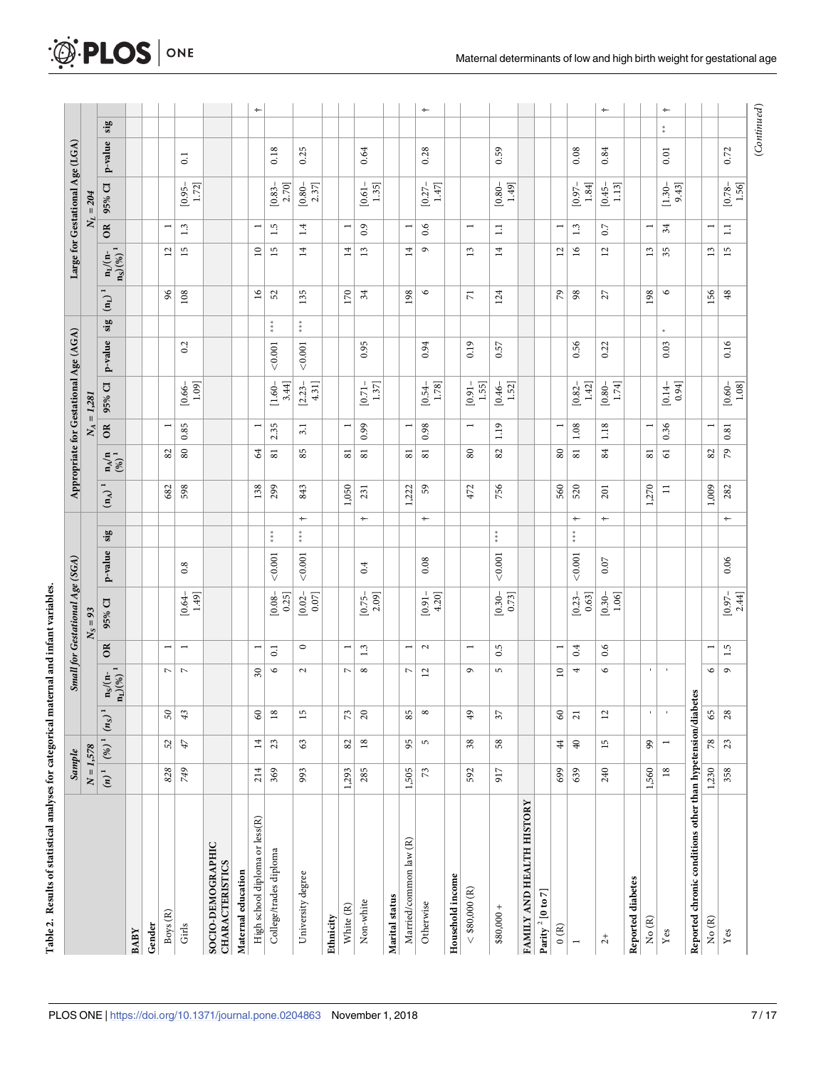**Table 2. Results of statistical analyses for categorical maternal and infant variables.**

| | Sample | | Small for Gestational Age (SGA) | | | | | | Appropriate for Gestational Age (AGA) | | | | | | Large for Gestational Age (LGA) | | | | | |
|---|---|---|---|---|---|---|---|---|---|---|---|---|---|---|---|---|---|---|---|---|
| | N = 1,578 | | $N_S = 93$ | | | | | | $N_A = 1,281$ | | | | | | $N_L = 204$ | | | | | |
| | $(n)^1$ | $(\%)^1$ | $(n_S)^1$ | $n_S/(n\text{-}n_L)(\%)^1$ | OR | 95% CI | p-value | sig | $(n_A)^1$ | $n_A/n\ (\%)^1$ | OR | 95% CI | p-value | sig | $(n_L)^1$ | $n_L/(n\text{-}n_S)(\%)^1$ | OR | 95% CI | p-value | sig |
| **BABY** | | | | | | | | | | | | | | | | | | | | |
| **Gender** | | | | | | | | | | | | | | | | | | | | |
| Boys (R) | 828 | 52 | 50 | 7 | 1 | | | | 682 | 82 | 1 | | | | 96 | 12 | 1 | | | |
| Girls | 749 | 47 | 43 | 7 | 1 | [0.64–1.49] | 0.8 | | 598 | 80 | 0.85 | [0.66–1.09] | 0.2 | | 108 | 15 | 1.3 | [0.95–1.72] | 0.1 | |
| **SOCIO-DEMOGRAPHIC CHARACTERISTICS** | | | | | | | | | | | | | | | | | | | | |
| **Maternal education** | | | | | | | | | | | | | | | | | | | | |
| High school diploma or less(R) | 214 | 14 | 60 | 30 | 1 | | | | 138 | 64 | 1 | | | | 16 | 10 | 1 | | | † |
| College/trades diploma | 369 | 23 | 18 | 6 | 0.1 | [0.08–0.25] | <0.001 | *** | 299 | 81 | 2.35 | [1.60–3.44] | <0.001 | *** | 52 | 15 | 1.5 | [0.83–2.70] | 0.18 | |
| University degree | 993 | 63 | 15 | 2 | 0 | [0.02–0.07] | <0.001 | *** † | 843 | 85 | 3.1 | [2.23–4.31] | <0.001 | *** | 135 | 14 | 1.4 | [0.80–2.37] | 0.25 | |
| **Ethnicity** | | | | | | | | | | | | | | | | | | | | |
| White (R) | 1,293 | 82 | 73 | 7 | 1 | | | | 1,050 | 81 | 1 | | | | 170 | 14 | 1 | | | |
| Non-white | 285 | 18 | 20 | 8 | 1.3 | [0.75–2.09] | 0.4 | † | 231 | 81 | 0.99 | [0.71–1.37] | 0.95 | | 34 | 13 | 0.9 | [0.61–1.35] | 0.64 | |
| **Marital status** | | | | | | | | | | | | | | | | | | | | |
| Married/common law (R) | 1,505 | 95 | 85 | 7 | 1 | | | | 1,222 | 81 | 1 | | | | 198 | 14 | 1 | | | |
| Otherwise | 73 | 5 | 8 | 12 | 2 | [0.91–4.20] | 0.08 | † | 59 | 81 | 0.98 | [0.54–1.78] | 0.94 | | 6 | 9 | 0.6 | [0.27–1.47] | 0.28 | † |
| **Household income** | | | | | | | | | | | | | | | | | | | | |
| < $80,000 (R) | 592 | 38 | 49 | 9 | 1 | | | | 472 | 80 | 1 | [0.91–1.55] | 0.19 | | 71 | 13 | 1 | | | |
| $80,000 + | 917 | 58 | 37 | 5 | 0.5 | [0.30–0.73] | <0.001 | *** | 756 | 82 | 1.19 | [0.46–1.52] | 0.57 | | 124 | 14 | 1.1 | [0.80–1.49] | 0.59 | |
| **FAMILY AND HEALTH HISTORY** | | | | | | | | | | | | | | | | | | | | |
| **Parity [2] [0 to 7]** | | | | | | | | | | | | | | | | | | | | |
| 0 (R) | 699 | 44 | 60 | 10 | 1 | | | | 560 | 80 | 1 | | | | 79 | 12 | 1 | | | |
| 1 | 639 | 40 | 21 | 4 | 0.4 | [0.23–0.63] | <0.001 | *** † | 520 | 81 | 1.08 | [0.82–1.42] | 0.56 | | 98 | 16 | 1.3 | [0.97–1.84] | 0.08 | |
| 2+ | 240 | 15 | 12 | 6 | 0.6 | [0.30–1.06] | 0.07 | † | 201 | 84 | 1.18 | [0.80–1.74] | 0.22 | | 27 | 12 | 0.7 | [0.45–1.13] | 0.84 | † |
| **Reported diabetes** | | | | | | | | | | | | | | | | | | | | |
| No (R) | 1,560 | 99 | - | - | | | | | 1,270 | 81 | 1 | | | | 198 | 13 | 1 | | | |
| Yes | 18 | 1 | - | - | | | | | 11 | 61 | 0.36 | [0.14–0.94] | 0.03 | * | 6 | 35 | 34 | [1.30–9.43] | 0.01 | ** † |
| **Reported chronic conditions other than hypertension/diabetes** | | | | | | | | | | | | | | | | | | | | |
| No (R) | 1,230 | 78 | 65 | 6 | 1 | | | | 1,009 | 82 | 1 | | | | 156 | 13 | 1 | | | |
| Yes | 358 | 23 | 28 | 9 | 1.5 | [0.97–2.44] | 0.06 | † | 282 | 79 | 0.81 | [0.60–1.08] | 0.16 | | 48 | 15 | 1.1 | [0.78–1.56] | 0.72 | |

(Continued)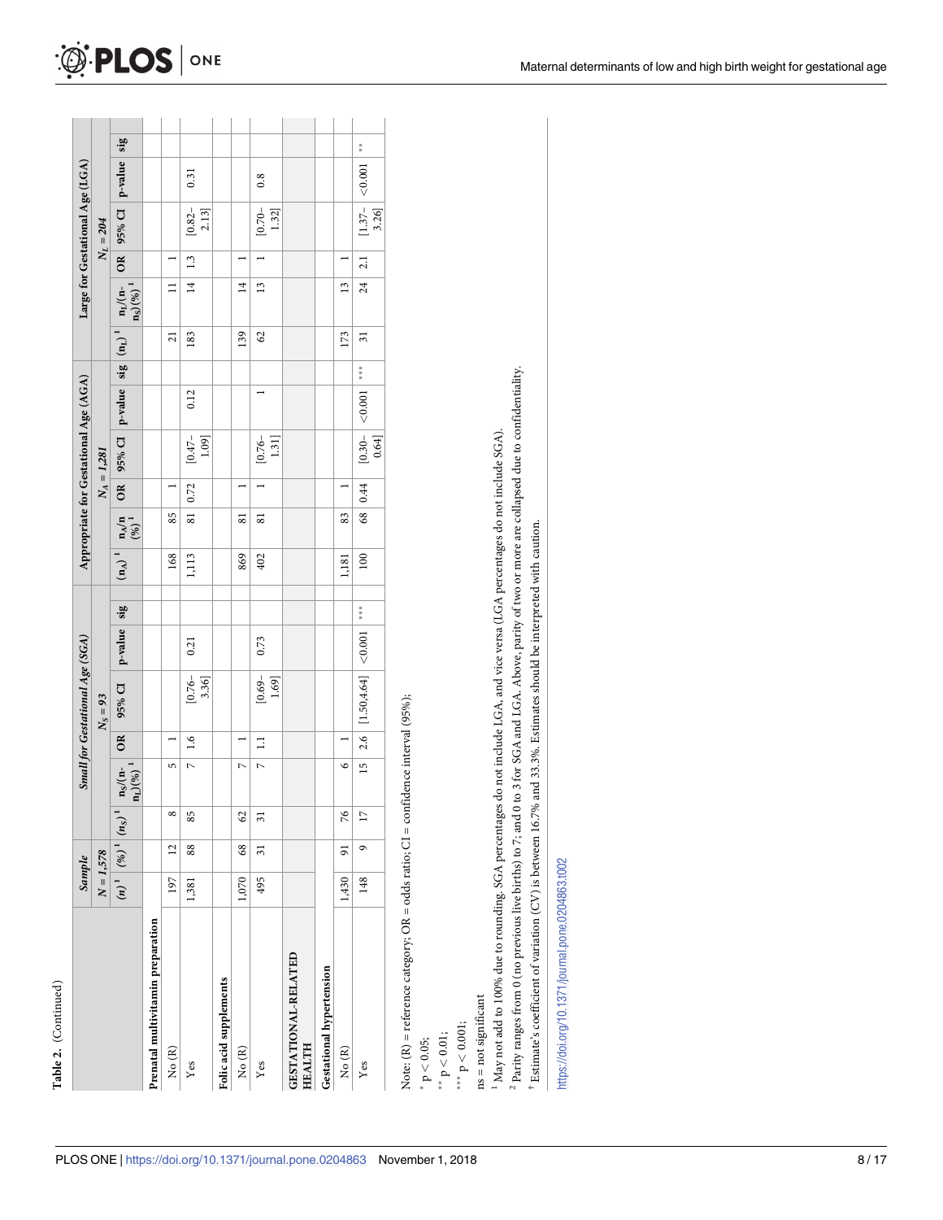Table 2. (Continued)

| | Sample | | Small for Gestational Age (SGA) | | | | | | Appropriate for Gestational Age (AGA) | | | | | | Large for Gestational Age (LGA) | | | | | |
|---|---|---|---|---|---|---|---|---|---|---|---|---|---|---|---|---|---|---|---|---|
| | $N = 1{,}578$ | | $N_S = 93$ | | | | | | $N_A = 1{,}281$ | | | | | | $N_L = 204$ | | | | | |
| | $(n)^1$ | $(\%)^1$ | $(n_S)^1$ | $n_S/(n-n_L)(\%)^1$ | OR | 95% CI | p-value | sig | $(n_A)^1$ | $n_A/n(\%)^1$ | OR | 95% CI | p-value | sig | $(n_L)^1$ | $n_L/(n-n_S)(\%)^1$ | OR | 95% CI | p-value | sig |
| **Prenatal multivitamin preparation** | | | | | | | | | | | | | | | | | | | | |
| No (R) | 197 | 12 | 8 | 5 | 1 | | | | 168 | 85 | 1 | | | | 21 | 11 | 1 | | | |
| Yes | 1,381 | 88 | 85 | 7 | 1.6 | [0.76–3.36] | 0.21 | | 1,113 | 81 | 0.72 | [0.47–1.09] | 0.12 | | 183 | 14 | 1.3 | [0.82–2.13] | 0.31 | |
| **Folic acid supplements** | | | | | | | | | | | | | | | | | | | | |
| No (R) | 1,070 | 68 | 62 | 7 | 1 | | | | 869 | 81 | 1 | | | | 139 | 14 | 1 | | | |
| Yes | 495 | 31 | 31 | 7 | 1.1 | [0.69–1.69] | 0.73 | | 402 | 81 | 1 | [0.76–1.31] | 1 | | 62 | 13 | 1 | [0.70–1.32] | 0.8 | |
| **GESTATIONAL-RELATED HEALTH** | | | | | | | | | | | | | | | | | | | | |
| **Gestational hypertension** | | | | | | | | | | | | | | | | | | | | |
| No (R) | 1,430 | 91 | 76 | 6 | 1 | | | | 1,181 | 83 | 1 | | | | 173 | 13 | 1 | | | |
| Yes | 148 | 9 | 17 | 15 | 2.6 | [1.50,4.64] | <0.001 | *** | 100 | 68 | 0.44 | [0.30–0.64] | <0.001 | *** | 31 | 24 | 2.1 | [1.37–3.26] | <0.001 | ** |

Note: (R) = reference category; OR = odds ratio; CI = confidence interval (95%);

* p < 0.05;

** p < 0.01;

*** p < 0.001;

ns = not significant

[1] May not add to 100% due to rounding. SGA percentages do not include LGA, and vice versa (LGA percentages do not include SGA).

[2] Parity ranges from 0 (no previous live births) to 7; and 0 to 3 for SGA and LGA. Above, parity of two or more are collapsed due to confidentiality.

† Estimate's coefficient of variation (CV) is between 16.7% and 33.3%. Estimates should be interpreted with caution.

https://doi.org/10.1371/journal.pone.0204863.t002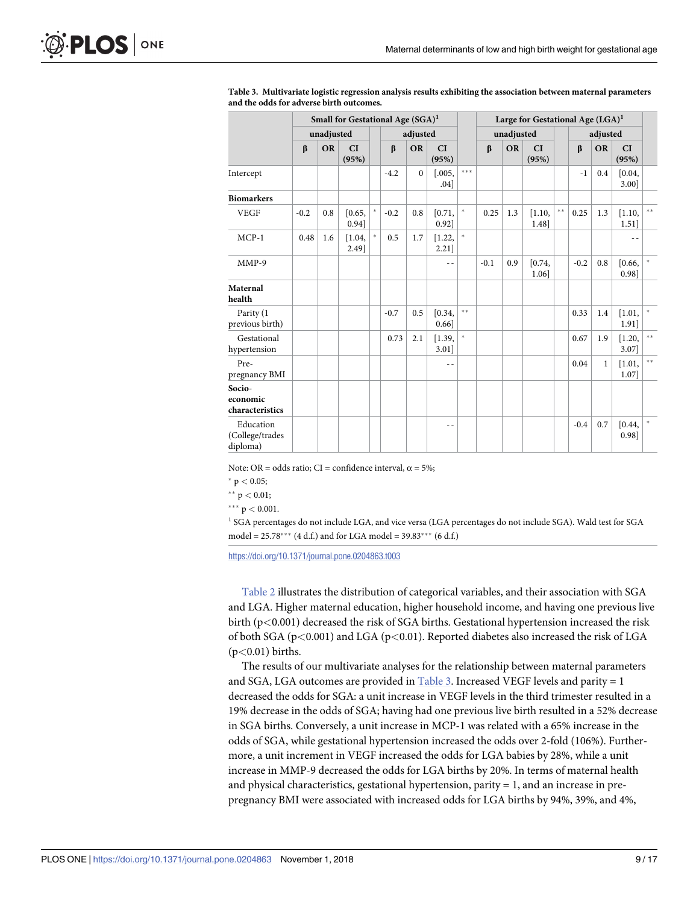**Table 3. Multivariate logistic regression analysis results exhibiting the association between maternal parameters and the odds for adverse birth outcomes.**

| | Small for Gestational Age (SGA)[1] | | | | | | | | Large for Gestational Age (LGA)[1] | | | | | | | |
|---|---|---|---|---|---|---|---|---|---|---|---|---|---|---|---|---|
| | unadjusted | | | | adjusted | | | | unadjusted | | | | adjusted | | | |
| | β | OR | CI (95%) | | β | OR | CI (95%) | | β | OR | CI (95%) | | β | OR | CI (95%) | |
| Intercept | | | | | -4.2 | 0 | [.005, .04] | *** | | | | | -1 | 0.4 | [0.04, 3.00] | |
| **Biomarkers** | | | | | | | | | | | | | | | | |
| VEGF | -0.2 | 0.8 | [0.65, 0.94] | * | -0.2 | 0.8 | [0.71, 0.92] | * | 0.25 | 1.3 | [1.10, 1.48] | ** | 0.25 | 1.3 | [1.10, 1.51] | ** |
| MCP-1 | 0.48 | 1.6 | [1.04, 2.49] | * | 0.5 | 1.7 | [1.22, 2.21] | * | | | | | | | - - | |
| MMP-9 | | | | | | | - - | | -0.1 | 0.9 | [0.74, 1.06] | | -0.2 | 0.8 | [0.66, 0.98] | * |
| **Maternal health** | | | | | | | | | | | | | | | | |
| Parity (1 previous birth) | | | | | -0.7 | 0.5 | [0.34, 0.66] | ** | | | | | 0.33 | 1.4 | [1.01, 1.91] | * |
| Gestational hypertension | | | | | 0.73 | 2.1 | [1.39, 3.01] | * | | | | | 0.67 | 1.9 | [1.20, 3.07] | ** |
| Pre-pregnancy BMI | | | | | | | - - | | | | | | 0.04 | 1 | [1.01, 1.07] | ** |
| **Socio-economic characteristics** | | | | | | | | | | | | | | | | |
| Education (College/trades diploma) | | | | | | | - - | | | | | | -0.4 | 0.7 | [0.44, 0.98] | * |

Note: OR = odds ratio; CI = confidence interval, α = 5%;

* $p < 0.05$;

** $p < 0.01$;

*** $p < 0.001$.

[1] SGA percentages do not include LGA, and vice versa (LGA percentages do not include SGA). Wald test for SGA model = 25.78*** (4 d.f.) and for LGA model = 39.83*** (6 d.f.)

https://doi.org/10.1371/journal.pone.0204863.t003

Table 2 illustrates the distribution of categorical variables, and their association with SGA and LGA. Higher maternal education, higher household income, and having one previous live birth ($p<0.001$) decreased the risk of SGA births. Gestational hypertension increased the risk of both SGA ($p<0.001$) and LGA ($p<0.01$). Reported diabetes also increased the risk of LGA ($p<0.01$) births.

The results of our multivariate analyses for the relationship between maternal parameters and SGA, LGA outcomes are provided in Table 3. Increased VEGF levels and parity = 1 decreased the odds for SGA: a unit increase in VEGF levels in the third trimester resulted in a 19% decrease in the odds of SGA; having had one previous live birth resulted in a 52% decrease in SGA births. Conversely, a unit increase in MCP-1 was related with a 65% increase in the odds of SGA, while gestational hypertension increased the odds over 2-fold (106%). Furthermore, a unit increment in VEGF increased the odds for LGA babies by 28%, while a unit increase in MMP-9 decreased the odds for LGA births by 20%. In terms of maternal health and physical characteristics, gestational hypertension, parity = 1, and an increase in pre-pregnancy BMI were associated with increased odds for LGA births by 94%, 39%, and 4%,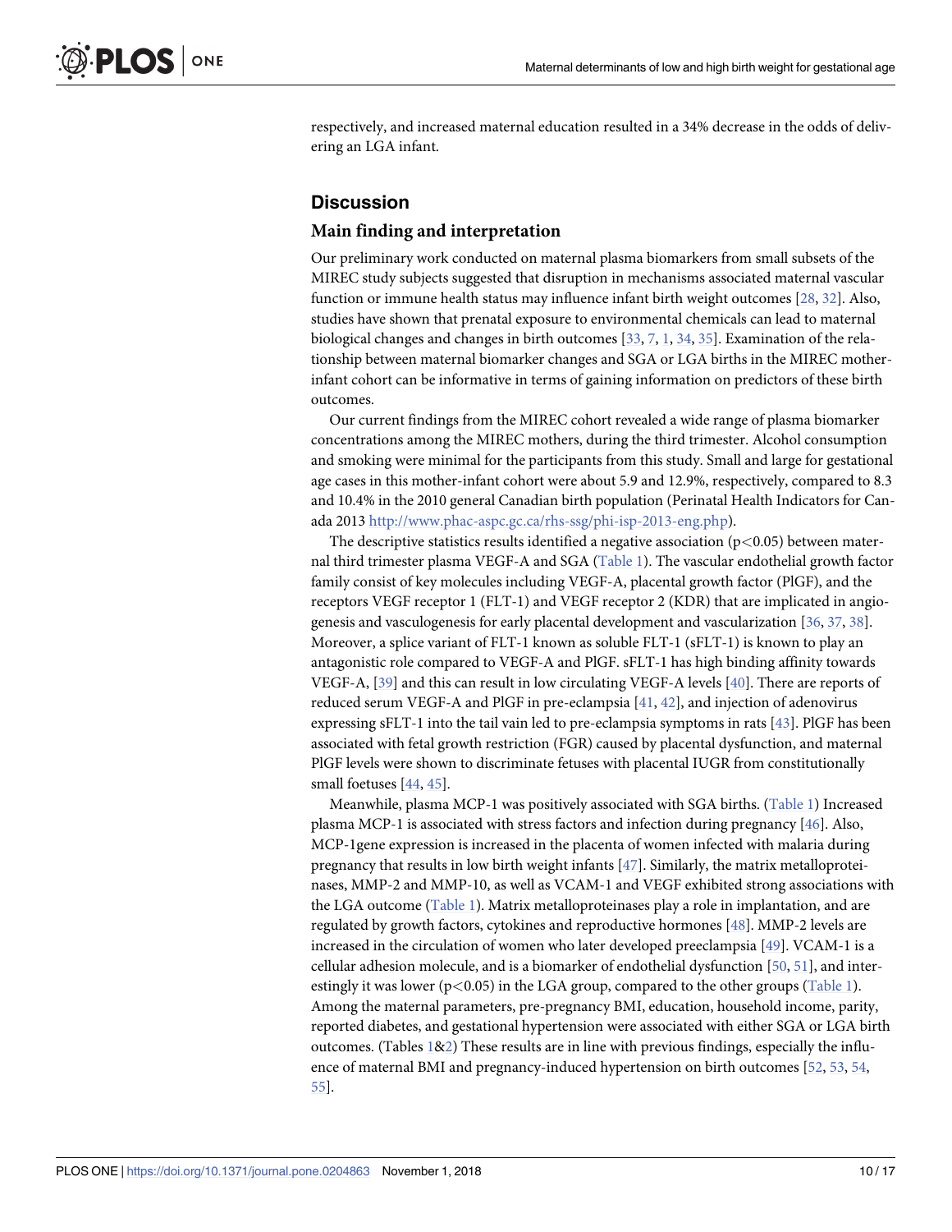respectively, and increased maternal education resulted in a 34% decrease in the odds of delivering an LGA infant.

## Discussion

### Main finding and interpretation

Our preliminary work conducted on maternal plasma biomarkers from small subsets of the MIREC study subjects suggested that disruption in mechanisms associated maternal vascular function or immune health status may influence infant birth weight outcomes [28, 32]. Also, studies have shown that prenatal exposure to environmental chemicals can lead to maternal biological changes and changes in birth outcomes [33, 7, 1, 34, 35]. Examination of the relationship between maternal biomarker changes and SGA or LGA births in the MIREC mother-infant cohort can be informative in terms of gaining information on predictors of these birth outcomes.

Our current findings from the MIREC cohort revealed a wide range of plasma biomarker concentrations among the MIREC mothers, during the third trimester. Alcohol consumption and smoking were minimal for the participants from this study. Small and large for gestational age cases in this mother-infant cohort were about 5.9 and 12.9%, respectively, compared to 8.3 and 10.4% in the 2010 general Canadian birth population (Perinatal Health Indicators for Canada 2013 http://www.phac-aspc.gc.ca/rhs-ssg/phi-isp-2013-eng.php).

The descriptive statistics results identified a negative association ($p<0.05$) between maternal third trimester plasma VEGF-A and SGA (Table 1). The vascular endothelial growth factor family consist of key molecules including VEGF-A, placental growth factor (PlGF), and the receptors VEGF receptor 1 (FLT-1) and VEGF receptor 2 (KDR) that are implicated in angiogenesis and vasculogenesis for early placental development and vascularization [36, 37, 38]. Moreover, a splice variant of FLT-1 known as soluble FLT-1 (sFLT-1) is known to play an antagonistic role compared to VEGF-A and PlGF. sFLT-1 has high binding affinity towards VEGF-A, [39] and this can result in low circulating VEGF-A levels [40]. There are reports of reduced serum VEGF-A and PlGF in pre-eclampsia [41, 42], and injection of adenovirus expressing sFLT-1 into the tail vain led to pre-eclampsia symptoms in rats [43]. PlGF has been associated with fetal growth restriction (FGR) caused by placental dysfunction, and maternal PlGF levels were shown to discriminate fetuses with placental IUGR from constitutionally small foetuses [44, 45].

Meanwhile, plasma MCP-1 was positively associated with SGA births. (Table 1) Increased plasma MCP-1 is associated with stress factors and infection during pregnancy [46]. Also, MCP-1gene expression is increased in the placenta of women infected with malaria during pregnancy that results in low birth weight infants [47]. Similarly, the matrix metalloproteinases, MMP-2 and MMP-10, as well as VCAM-1 and VEGF exhibited strong associations with the LGA outcome (Table 1). Matrix metalloproteinases play a role in implantation, and are regulated by growth factors, cytokines and reproductive hormones [48]. MMP-2 levels are increased in the circulation of women who later developed preeclampsia [49]. VCAM-1 is a cellular adhesion molecule, and is a biomarker of endothelial dysfunction [50, 51], and interestingly it was lower ($p<0.05$) in the LGA group, compared to the other groups (Table 1). Among the maternal parameters, pre-pregnancy BMI, education, household income, parity, reported diabetes, and gestational hypertension were associated with either SGA or LGA birth outcomes. (Tables 1&2) These results are in line with previous findings, especially the influence of maternal BMI and pregnancy-induced hypertension on birth outcomes [52, 53, 54, 55].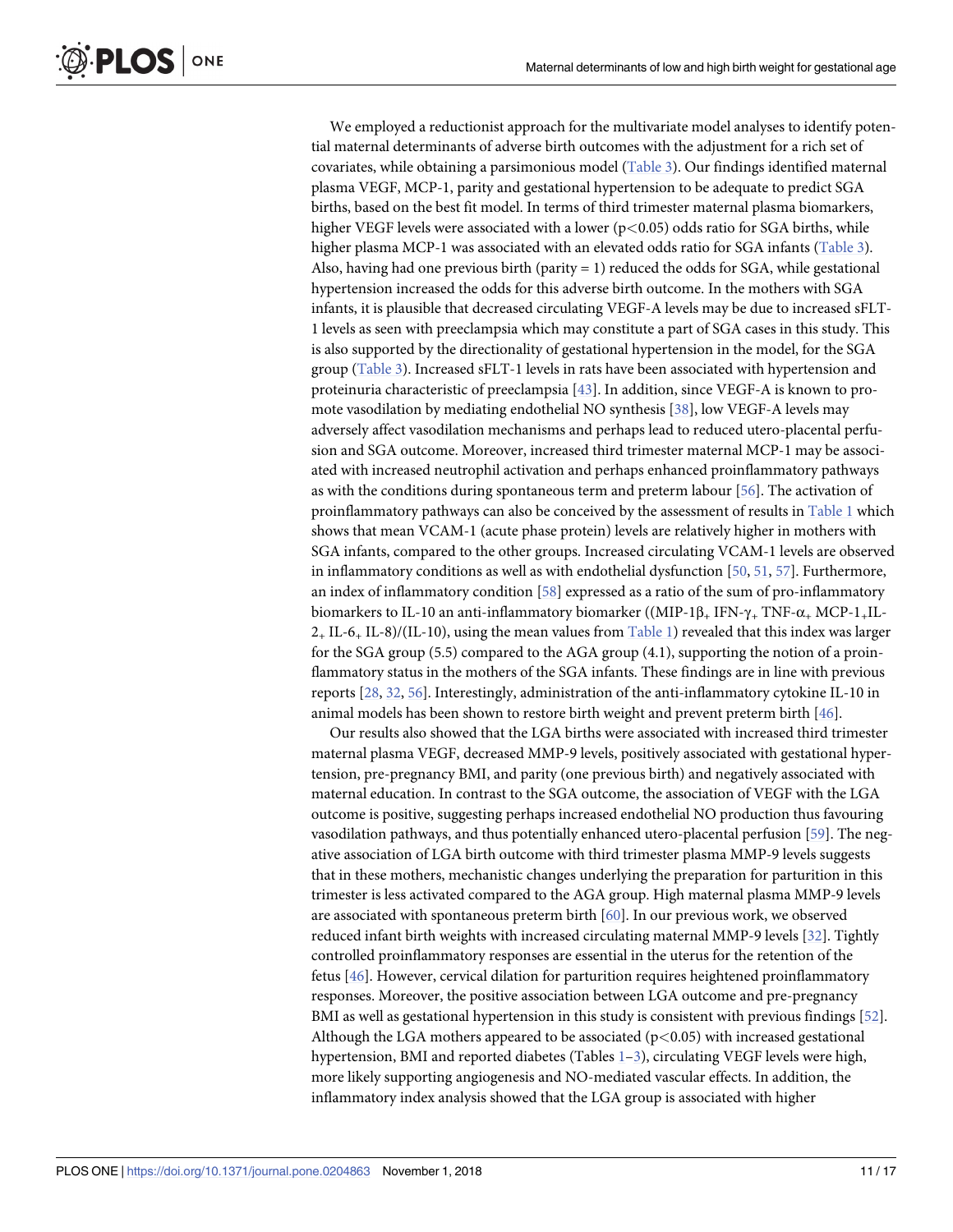We employed a reductionist approach for the multivariate model analyses to identify potential maternal determinants of adverse birth outcomes with the adjustment for a rich set of covariates, while obtaining a parsimonious model (Table 3). Our findings identified maternal plasma VEGF, MCP-1, parity and gestational hypertension to be adequate to predict SGA births, based on the best fit model. In terms of third trimester maternal plasma biomarkers, higher VEGF levels were associated with a lower ($p<0.05$) odds ratio for SGA births, while higher plasma MCP-1 was associated with an elevated odds ratio for SGA infants (Table 3). Also, having had one previous birth (parity = 1) reduced the odds for SGA, while gestational hypertension increased the odds for this adverse birth outcome. In the mothers with SGA infants, it is plausible that decreased circulating VEGF-A levels may be due to increased sFLT-1 levels as seen with preeclampsia which may constitute a part of SGA cases in this study. This is also supported by the directionality of gestational hypertension in the model, for the SGA group (Table 3). Increased sFLT-1 levels in rats have been associated with hypertension and proteinuria characteristic of preeclampsia [43]. In addition, since VEGF-A is known to promote vasodilation by mediating endothelial NO synthesis [38], low VEGF-A levels may adversely affect vasodilation mechanisms and perhaps lead to reduced utero-placental perfusion and SGA outcome. Moreover, increased third trimester maternal MCP-1 may be associated with increased neutrophil activation and perhaps enhanced proinflammatory pathways as with the conditions during spontaneous term and preterm labour [56]. The activation of proinflammatory pathways can also be conceived by the assessment of results in Table 1 which shows that mean VCAM-1 (acute phase protein) levels are relatively higher in mothers with SGA infants, compared to the other groups. Increased circulating VCAM-1 levels are observed in inflammatory conditions as well as with endothelial dysfunction [50, 51, 57]. Furthermore, an index of inflammatory condition [58] expressed as a ratio of the sum of pro-inflammatory biomarkers to IL-10 an anti-inflammatory biomarker ((MIP-1β + IFN-γ + TNF-α + MCP-1 + IL-2 + IL-6 + IL-8)/(IL-10), using the mean values from Table 1) revealed that this index was larger for the SGA group (5.5) compared to the AGA group (4.1), supporting the notion of a proinflammatory status in the mothers of the SGA infants. These findings are in line with previous reports [28, 32, 56]. Interestingly, administration of the anti-inflammatory cytokine IL-10 in animal models has been shown to restore birth weight and prevent preterm birth [46].

Our results also showed that the LGA births were associated with increased third trimester maternal plasma VEGF, decreased MMP-9 levels, positively associated with gestational hypertension, pre-pregnancy BMI, and parity (one previous birth) and negatively associated with maternal education. In contrast to the SGA outcome, the association of VEGF with the LGA outcome is positive, suggesting perhaps increased endothelial NO production thus favouring vasodilation pathways, and thus potentially enhanced utero-placental perfusion [59]. The negative association of LGA birth outcome with third trimester plasma MMP-9 levels suggests that in these mothers, mechanistic changes underlying the preparation for parturition in this trimester is less activated compared to the AGA group. High maternal plasma MMP-9 levels are associated with spontaneous preterm birth [60]. In our previous work, we observed reduced infant birth weights with increased circulating maternal MMP-9 levels [32]. Tightly controlled proinflammatory responses are essential in the uterus for the retention of the fetus [46]. However, cervical dilation for parturition requires heightened proinflammatory responses. Moreover, the positive association between LGA outcome and pre-pregnancy BMI as well as gestational hypertension in this study is consistent with previous findings [52]. Although the LGA mothers appeared to be associated ($p<0.05$) with increased gestational hypertension, BMI and reported diabetes (Tables 1–3), circulating VEGF levels were high, more likely supporting angiogenesis and NO-mediated vascular effects. In addition, the inflammatory index analysis showed that the LGA group is associated with higher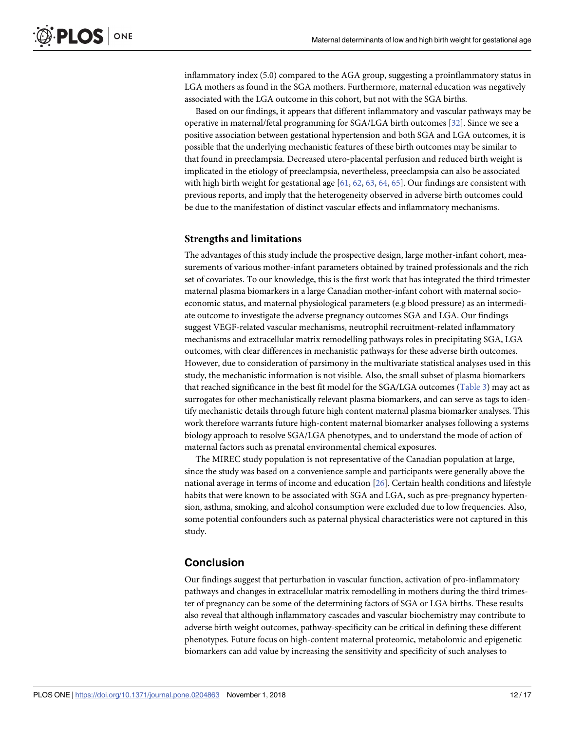inflammatory index (5.0) compared to the AGA group, suggesting a proinflammatory status in LGA mothers as found in the SGA mothers. Furthermore, maternal education was negatively associated with the LGA outcome in this cohort, but not with the SGA births.

Based on our findings, it appears that different inflammatory and vascular pathways may be operative in maternal/fetal programming for SGA/LGA birth outcomes [32]. Since we see a positive association between gestational hypertension and both SGA and LGA outcomes, it is possible that the underlying mechanistic features of these birth outcomes may be similar to that found in preeclampsia. Decreased utero-placental perfusion and reduced birth weight is implicated in the etiology of preeclampsia, nevertheless, preeclampsia can also be associated with high birth weight for gestational age [61, 62, 63, 64, 65]. Our findings are consistent with previous reports, and imply that the heterogeneity observed in adverse birth outcomes could be due to the manifestation of distinct vascular effects and inflammatory mechanisms.

### Strengths and limitations

The advantages of this study include the prospective design, large mother-infant cohort, measurements of various mother-infant parameters obtained by trained professionals and the rich set of covariates. To our knowledge, this is the first work that has integrated the third trimester maternal plasma biomarkers in a large Canadian mother-infant cohort with maternal socioeconomic status, and maternal physiological parameters (e.g blood pressure) as an intermediate outcome to investigate the adverse pregnancy outcomes SGA and LGA. Our findings suggest VEGF-related vascular mechanisms, neutrophil recruitment-related inflammatory mechanisms and extracellular matrix remodelling pathways roles in precipitating SGA, LGA outcomes, with clear differences in mechanistic pathways for these adverse birth outcomes. However, due to consideration of parsimony in the multivariate statistical analyses used in this study, the mechanistic information is not visible. Also, the small subset of plasma biomarkers that reached significance in the best fit model for the SGA/LGA outcomes (Table 3) may act as surrogates for other mechanistically relevant plasma biomarkers, and can serve as tags to identify mechanistic details through future high content maternal plasma biomarker analyses. This work therefore warrants future high-content maternal biomarker analyses following a systems biology approach to resolve SGA/LGA phenotypes, and to understand the mode of action of maternal factors such as prenatal environmental chemical exposures.

The MIREC study population is not representative of the Canadian population at large, since the study was based on a convenience sample and participants were generally above the national average in terms of income and education [26]. Certain health conditions and lifestyle habits that were known to be associated with SGA and LGA, such as pre-pregnancy hypertension, asthma, smoking, and alcohol consumption were excluded due to low frequencies. Also, some potential confounders such as paternal physical characteristics were not captured in this study.

## Conclusion

Our findings suggest that perturbation in vascular function, activation of pro-inflammatory pathways and changes in extracellular matrix remodelling in mothers during the third trimester of pregnancy can be some of the determining factors of SGA or LGA births. These results also reveal that although inflammatory cascades and vascular biochemistry may contribute to adverse birth weight outcomes, pathway-specificity can be critical in defining these different phenotypes. Future focus on high-content maternal proteomic, metabolomic and epigenetic biomarkers can add value by increasing the sensitivity and specificity of such analyses to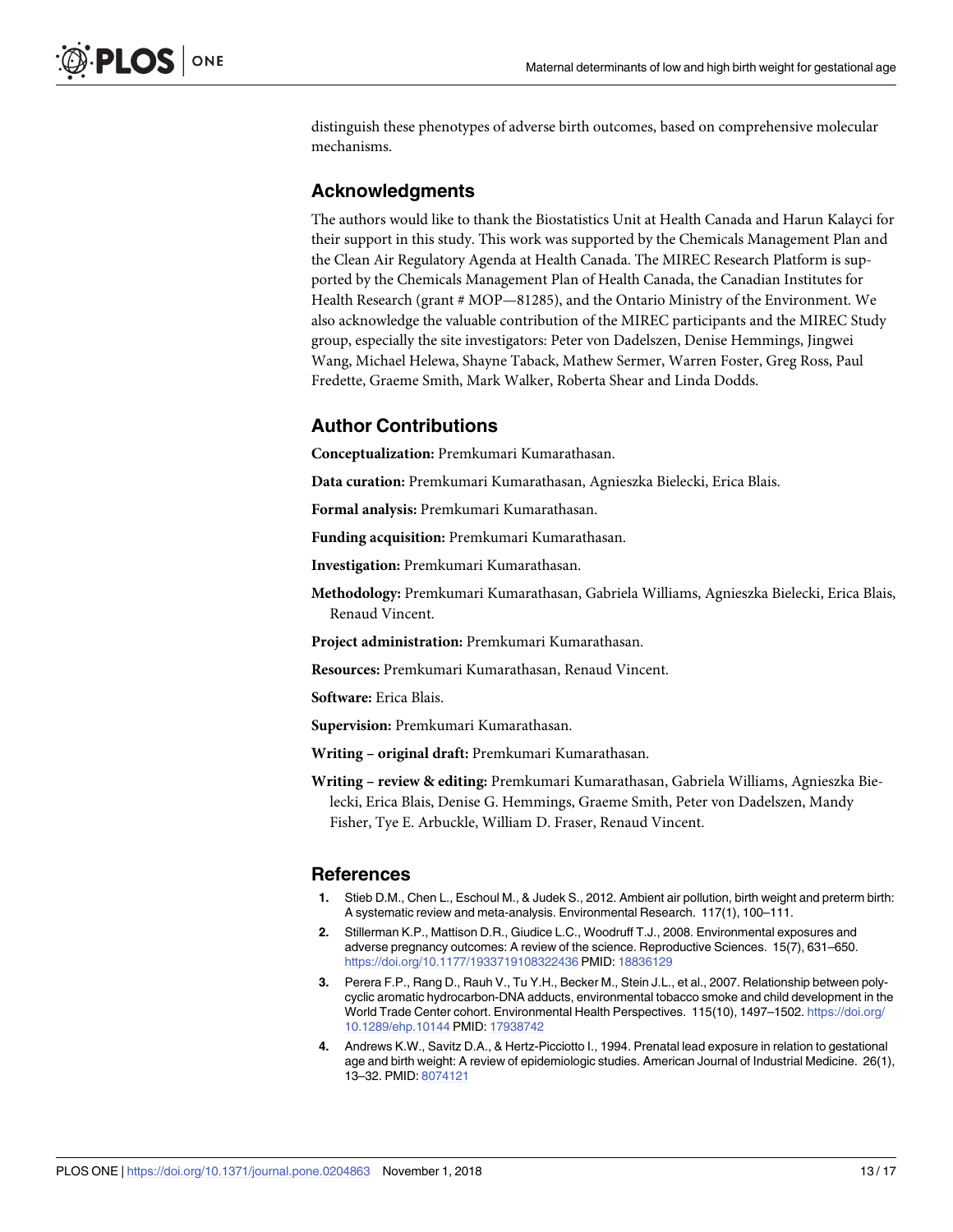distinguish these phenotypes of adverse birth outcomes, based on comprehensive molecular mechanisms.

## Acknowledgments

The authors would like to thank the Biostatistics Unit at Health Canada and Harun Kalayci for their support in this study. This work was supported by the Chemicals Management Plan and the Clean Air Regulatory Agenda at Health Canada. The MIREC Research Platform is supported by the Chemicals Management Plan of Health Canada, the Canadian Institutes for Health Research (grant # MOP—81285), and the Ontario Ministry of the Environment. We also acknowledge the valuable contribution of the MIREC participants and the MIREC Study group, especially the site investigators: Peter von Dadelszen, Denise Hemmings, Jingwei Wang, Michael Helewa, Shayne Taback, Mathew Sermer, Warren Foster, Greg Ross, Paul Fredette, Graeme Smith, Mark Walker, Roberta Shear and Linda Dodds.

## Author Contributions

**Conceptualization:** Premkumari Kumarathasan.

**Data curation:** Premkumari Kumarathasan, Agnieszka Bielecki, Erica Blais.

**Formal analysis:** Premkumari Kumarathasan.

**Funding acquisition:** Premkumari Kumarathasan.

**Investigation:** Premkumari Kumarathasan.

**Methodology:** Premkumari Kumarathasan, Gabriela Williams, Agnieszka Bielecki, Erica Blais, Renaud Vincent.

**Project administration:** Premkumari Kumarathasan.

**Resources:** Premkumari Kumarathasan, Renaud Vincent.

**Software:** Erica Blais.

**Supervision:** Premkumari Kumarathasan.

**Writing – original draft:** Premkumari Kumarathasan.

**Writing – review & editing:** Premkumari Kumarathasan, Gabriela Williams, Agnieszka Bielecki, Erica Blais, Denise G. Hemmings, Graeme Smith, Peter von Dadelszen, Mandy Fisher, Tye E. Arbuckle, William D. Fraser, Renaud Vincent.

## References

1. Stieb D.M., Chen L., Eschoul M., & Judek S., 2012. Ambient air pollution, birth weight and preterm birth: A systematic review and meta-analysis. Environmental Research. 117(1), 100–111.
2. Stillerman K.P., Mattison D.R., Giudice L.C., Woodruff T.J., 2008. Environmental exposures and adverse pregnancy outcomes: A review of the science. Reproductive Sciences. 15(7), 631–650. https://doi.org/10.1177/1933719108322436 PMID: 18836129
3. Perera F.P., Rang D., Rauh V., Tu Y.H., Becker M., Stein J.L., et al., 2007. Relationship between polycyclic aromatic hydrocarbon-DNA adducts, environmental tobacco smoke and child development in the World Trade Center cohort. Environmental Health Perspectives. 115(10), 1497–1502. https://doi.org/10.1289/ehp.10144 PMID: 17938742
4. Andrews K.W., Savitz D.A., & Hertz-Picciotto I., 1994. Prenatal lead exposure in relation to gestational age and birth weight: A review of epidemiologic studies. American Journal of Industrial Medicine. 26(1), 13–32. PMID: 8074121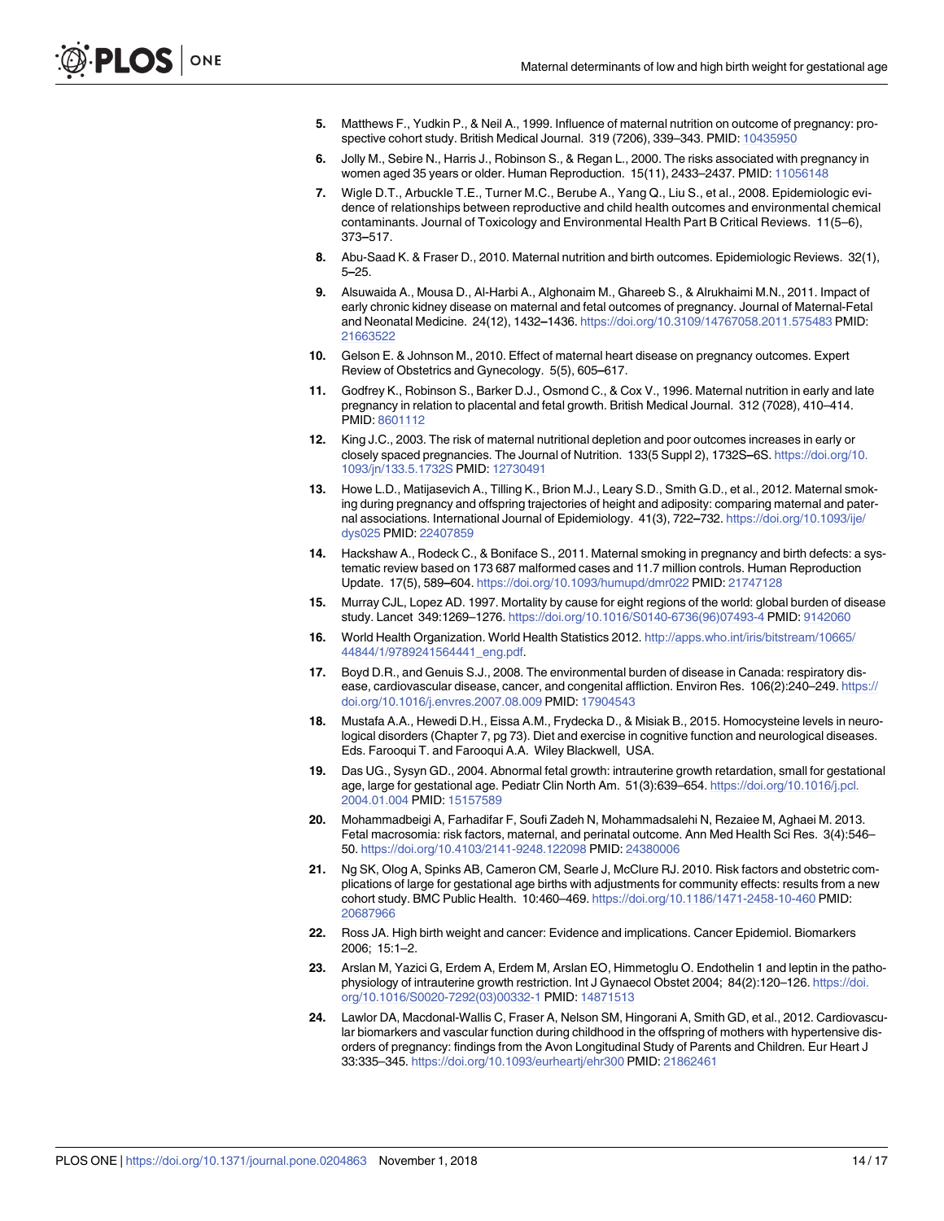5. Matthews F., Yudkin P., & Neil A., 1999. Influence of maternal nutrition on outcome of pregnancy: prospective cohort study. British Medical Journal. 319 (7206), 339–343. PMID: 10435950
6. Jolly M., Sebire N., Harris J., Robinson S., & Regan L., 2000. The risks associated with pregnancy in women aged 35 years or older. Human Reproduction. 15(11), 2433–2437. PMID: 11056148
7. Wigle D.T., Arbuckle T.E., Turner M.C., Berube A., Yang Q., Liu S., et al., 2008. Epidemiologic evidence of relationships between reproductive and child health outcomes and environmental chemical contaminants. Journal of Toxicology and Environmental Health Part B Critical Reviews. 11(5–6), 373–517.
8. Abu-Saad K. & Fraser D., 2010. Maternal nutrition and birth outcomes. Epidemiologic Reviews. 32(1), 5–25.
9. Alsuwaida A., Mousa D., Al-Harbi A., Alghonaim M., Ghareeb S., & Alrukhaimi M.N., 2011. Impact of early chronic kidney disease on maternal and fetal outcomes of pregnancy. Journal of Maternal-Fetal and Neonatal Medicine. 24(12), 1432–1436. https://doi.org/10.3109/14767058.2011.575483 PMID: 21663522
10. Gelson E. & Johnson M., 2010. Effect of maternal heart disease on pregnancy outcomes. Expert Review of Obstetrics and Gynecology. 5(5), 605–617.
11. Godfrey K., Robinson S., Barker D.J., Osmond C., & Cox V., 1996. Maternal nutrition in early and late pregnancy in relation to placental and fetal growth. British Medical Journal. 312 (7028), 410–414. PMID: 8601112
12. King J.C., 2003. The risk of maternal nutritional depletion and poor outcomes increases in early or closely spaced pregnancies. The Journal of Nutrition. 133(5 Suppl 2), 1732S–6S. https://doi.org/10.1093/jn/133.5.1732S PMID: 12730491
13. Howe L.D., Matijasevich A., Tilling K., Brion M.J., Leary S.D., Smith G.D., et al., 2012. Maternal smoking during pregnancy and offspring trajectories of height and adiposity: comparing maternal and paternal associations. International Journal of Epidemiology. 41(3), 722–732. https://doi.org/10.1093/ije/dys025 PMID: 22407859
14. Hackshaw A., Rodeck C., & Boniface S., 2011. Maternal smoking in pregnancy and birth defects: a systematic review based on 173 687 malformed cases and 11.7 million controls. Human Reproduction Update. 17(5), 589–604. https://doi.org/10.1093/humupd/dmr022 PMID: 21747128
15. Murray CJL, Lopez AD. 1997. Mortality by cause for eight regions of the world: global burden of disease study. Lancet 349:1269–1276. https://doi.org/10.1016/S0140-6736(96)07493-4 PMID: 9142060
16. World Health Organization. World Health Statistics 2012. http://apps.who.int/iris/bitstream/10665/44844/1/9789241564441_eng.pdf.
17. Boyd D.R., and Genuis S.J., 2008. The environmental burden of disease in Canada: respiratory disease, cardiovascular disease, cancer, and congenital affliction. Environ Res. 106(2):240–249. https://doi.org/10.1016/j.envres.2007.08.009 PMID: 17904543
18. Mustafa A.A., Hewedi D.H., Eissa A.M., Frydecka D., & Misiak B., 2015. Homocysteine levels in neurological disorders (Chapter 7, pg 73). Diet and exercise in cognitive function and neurological diseases. Eds. Farooqui T. and Farooqui A.A. Wiley Blackwell, USA.
19. Das UG., Sysyn GD., 2004. Abnormal fetal growth: intrauterine growth retardation, small for gestational age, large for gestational age. Pediatr Clin North Am. 51(3):639–654. https://doi.org/10.1016/j.pcl.2004.01.004 PMID: 15157589
20. Mohammadbeigi A, Farhadifar F, Soufi Zadeh N, Mohammadsalehi N, Rezaiee M, Aghaei M. 2013. Fetal macrosomia: risk factors, maternal, and perinatal outcome. Ann Med Health Sci Res. 3(4):546–50. https://doi.org/10.4103/2141-9248.122098 PMID: 24380006
21. Ng SK, Olog A, Spinks AB, Cameron CM, Searle J, McClure RJ. 2010. Risk factors and obstetric complications of large for gestational age births with adjustments for community effects: results from a new cohort study. BMC Public Health. 10:460–469. https://doi.org/10.1186/1471-2458-10-460 PMID: 20687966
22. Ross JA. High birth weight and cancer: Evidence and implications. Cancer Epidemiol. Biomarkers 2006; 15:1–2.
23. Arslan M, Yazici G, Erdem A, Erdem M, Arslan EO, Himmetoglu O. Endothelin 1 and leptin in the pathophysiology of intrauterine growth restriction. Int J Gynaecol Obstet 2004; 84(2):120–126. https://doi.org/10.1016/S0020-7292(03)00332-1 PMID: 14871513
24. Lawlor DA, Macdonal-Wallis C, Fraser A, Nelson SM, Hingorani A, Smith GD, et al., 2012. Cardiovascular biomarkers and vascular function during childhood in the offspring of mothers with hypertensive disorders of pregnancy: findings from the Avon Longitudinal Study of Parents and Children. Eur Heart J 33:335–345. https://doi.org/10.1093/eurheartj/ehr300 PMID: 21862461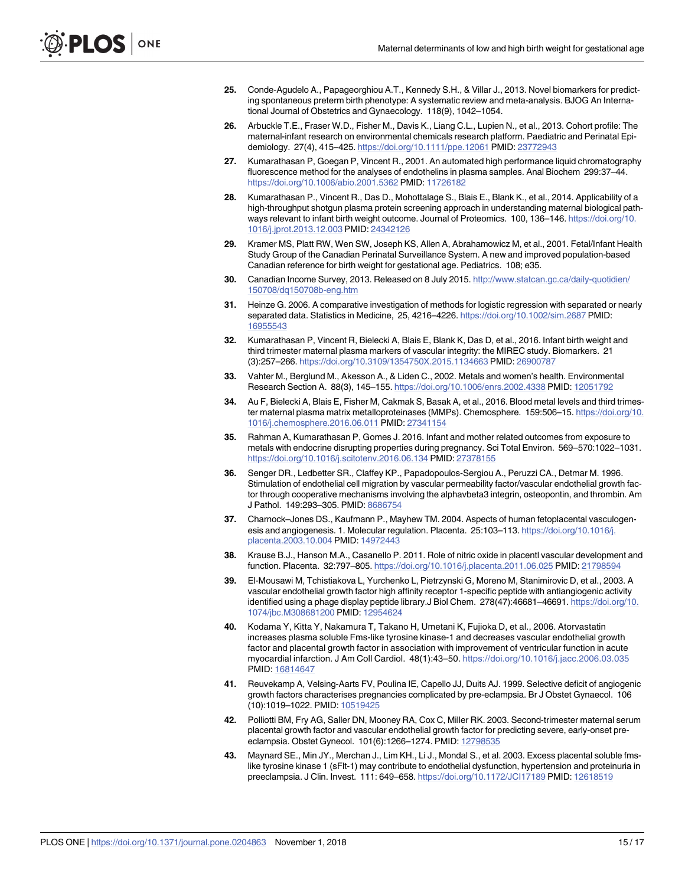25. Conde-Agudelo A., Papageorghiou A.T., Kennedy S.H., & Villar J., 2013. Novel biomarkers for predicting spontaneous preterm birth phenotype: A systematic review and meta-analysis. BJOG An International Journal of Obstetrics and Gynaecology. 118(9), 1042–1054.

26. Arbuckle T.E., Fraser W.D., Fisher M., Davis K., Liang C.L., Lupien N., et al., 2013. Cohort profile: The maternal-infant research on environmental chemicals research platform. Paediatric and Perinatal Epidemiology. 27(4), 415–425. https://doi.org/10.1111/ppe.12061 PMID: 23772943

27. Kumarathasan P, Goegan P, Vincent R., 2001. An automated high performance liquid chromatography fluorescence method for the analyses of endothelins in plasma samples. Anal Biochem 299:37–44. https://doi.org/10.1006/abio.2001.5362 PMID: 11726182

28. Kumarathasan P., Vincent R., Das D., Mohottalage S., Blais E., Blank K., et al., 2014. Applicability of a high-throughput shotgun plasma protein screening approach in understanding maternal biological pathways relevant to infant birth weight outcome. Journal of Proteomics. 100, 136–146. https://doi.org/10.1016/j.jprot.2013.12.003 PMID: 24342126

29. Kramer MS, Platt RW, Wen SW, Joseph KS, Allen A, Abrahamowicz M, et al., 2001. Fetal/Infant Health Study Group of the Canadian Perinatal Surveillance System. A new and improved population-based Canadian reference for birth weight for gestational age. Pediatrics. 108; e35.

30. Canadian Income Survey, 2013. Released on 8 July 2015. http://www.statcan.gc.ca/daily-quotidien/150708/dq150708b-eng.htm

31. Heinze G. 2006. A comparative investigation of methods for logistic regression with separated or nearly separated data. Statistics in Medicine, 25, 4216–4226. https://doi.org/10.1002/sim.2687 PMID: 16955543

32. Kumarathasan P, Vincent R, Bielecki A, Blais E, Blank K, Das D, et al., 2016. Infant birth weight and third trimester maternal plasma markers of vascular integrity: the MIREC study. Biomarkers. 21 (3):257–266. https://doi.org/10.3109/1354750X.2015.1134663 PMID: 26900787

33. Vahter M., Berglund M., Akesson A., & Liden C., 2002. Metals and women's health. Environmental Research Section A. 88(3), 145–155. https://doi.org/10.1006/enrs.2002.4338 PMID: 12051792

34. Au F, Bielecki A, Blais E, Fisher M, Cakmak S, Basak A, et al., 2016. Blood metal levels and third trimester maternal plasma matrix metalloproteinases (MMPs). Chemosphere. 159:506–15. https://doi.org/10.1016/j.chemosphere.2016.06.011 PMID: 27341154

35. Rahman A, Kumarathasan P, Gomes J. 2016. Infant and mother related outcomes from exposure to metals with endocrine disrupting properties during pregnancy. Sci Total Environ. 569–570:1022–1031. https://doi.org/10.1016/j.scitotenv.2016.06.134 PMID: 27378155

36. Senger DR., Ledbetter SR., Claffey KP., Papadopoulos-Sergiou A., Peruzzi CA., Detmar M. 1996. Stimulation of endothelial cell migration by vascular permeability factor/vascular endothelial growth factor through cooperative mechanisms involving the alphavbeta3 integrin, osteopontin, and thrombin. Am J Pathol. 149:293–305. PMID: 8686754

37. Charnock–Jones DS., Kaufmann P., Mayhew TM. 2004. Aspects of human fetoplacental vasculogenesis and angiogenesis. 1. Molecular regulation. Placenta. 25:103–113. https://doi.org/10.1016/j.placenta.2003.10.004 PMID: 14972443

38. Krause B.J., Hanson M.A., Casanello P. 2011. Role of nitric oxide in placentl vascular development and function. Placenta. 32:797–805. https://doi.org/10.1016/j.placenta.2011.06.025 PMID: 21798594

39. El-Mousawi M, Tchistiakova L, Yurchenko L, Pietrzynski G, Moreno M, Stanimirovic D, et al., 2003. A vascular endothelial growth factor high affinity receptor 1-specific peptide with antiangiogenic activity identified using a phage display peptide library.J Biol Chem. 278(47):46681–46691. https://doi.org/10.1074/jbc.M308681200 PMID: 12954624

40. Kodama Y, Kitta Y, Nakamura T, Takano H, Umetani K, Fujioka D, et al., 2006. Atorvastatin increases plasma soluble Fms-like tyrosine kinase-1 and decreases vascular endothelial growth factor and placental growth factor in association with improvement of ventricular function in acute myocardial infarction. J Am Coll Cardiol. 48(1):43–50. https://doi.org/10.1016/j.jacc.2006.03.035 PMID: 16814647

41. Reuvekamp A, Velsing-Aarts FV, Poulina IE, Capello JJ, Duits AJ. 1999. Selective deficit of angiogenic growth factors characterises pregnancies complicated by pre-eclampsia. Br J Obstet Gynaecol. 106 (10):1019–1022. PMID: 10519425

42. Polliotti BM, Fry AG, Saller DN, Mooney RA, Cox C, Miller RK. 2003. Second-trimester maternal serum placental growth factor and vascular endothelial growth factor for predicting severe, early-onset preeclampsia. Obstet Gynecol. 101(6):1266–1274. PMID: 12798535

43. Maynard SE., Min JY., Merchan J., Lim KH., Li J., Mondal S., et al. 2003. Excess placental soluble fms-like tyrosine kinase 1 (sFlt-1) may contribute to endothelial dysfunction, hypertension and proteinuria in preeclampsia. J Clin. Invest. 111: 649–658. https://doi.org/10.1172/JCI17189 PMID: 12618519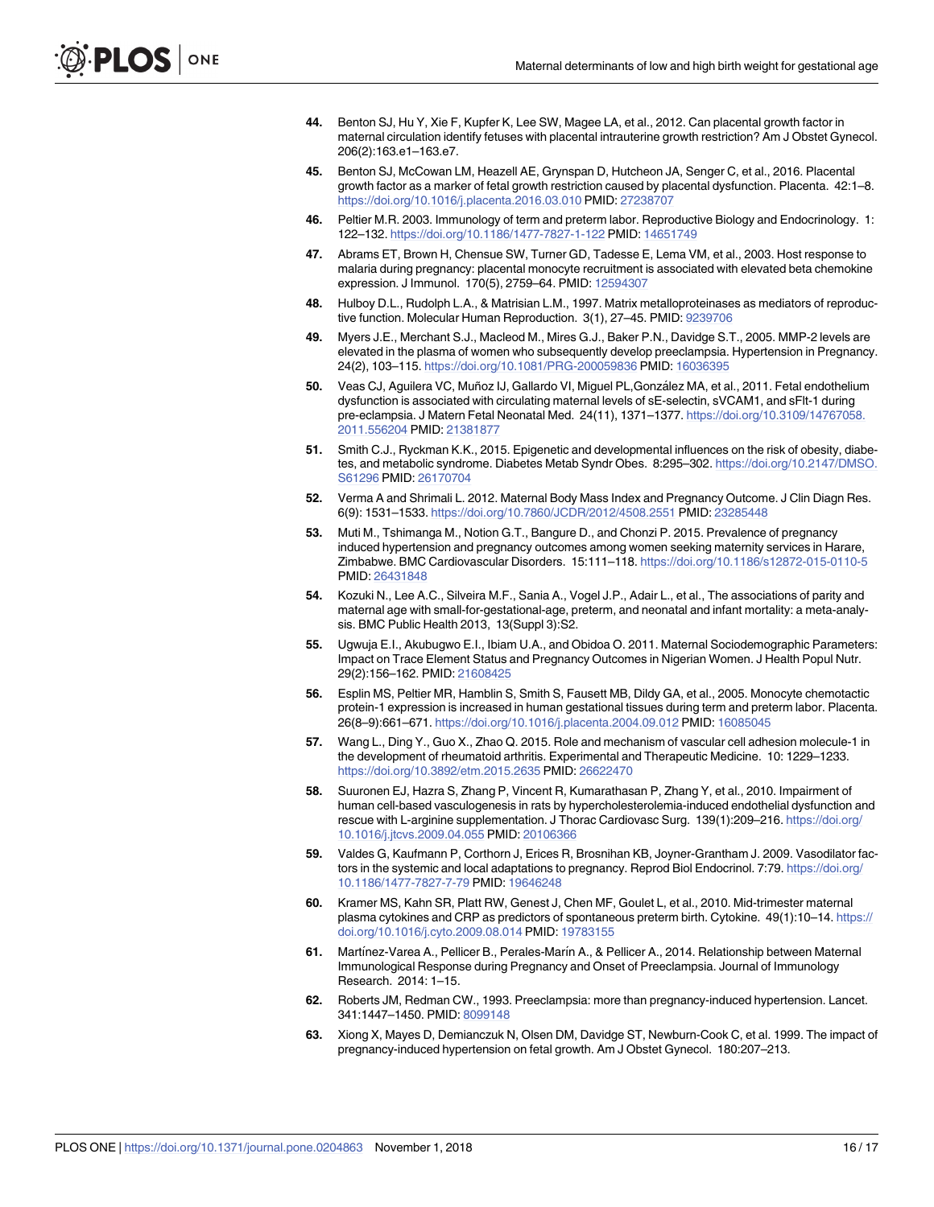44. Benton SJ, Hu Y, Xie F, Kupfer K, Lee SW, Magee LA, et al., 2012. Can placental growth factor in maternal circulation identify fetuses with placental intrauterine growth restriction? Am J Obstet Gynecol. 206(2):163.e1–163.e7.

45. Benton SJ, McCowan LM, Heazell AE, Grynspan D, Hutcheon JA, Senger C, et al., 2016. Placental growth factor as a marker of fetal growth restriction caused by placental dysfunction. Placenta. 42:1–8. https://doi.org/10.1016/j.placenta.2016.03.010 PMID: 27238707

46. Peltier M.R. 2003. Immunology of term and preterm labor. Reproductive Biology and Endocrinology. 1: 122–132. https://doi.org/10.1186/1477-7827-1-122 PMID: 14651749

47. Abrams ET, Brown H, Chensue SW, Turner GD, Tadesse E, Lema VM, et al., 2003. Host response to malaria during pregnancy: placental monocyte recruitment is associated with elevated beta chemokine expression. J Immunol. 170(5), 2759–64. PMID: 12594307

48. Hulboy D.L., Rudolph L.A., & Matrisian L.M., 1997. Matrix metalloproteinases as mediators of reproductive function. Molecular Human Reproduction. 3(1), 27–45. PMID: 9239706

49. Myers J.E., Merchant S.J., Macleod M., Mires G.J., Baker P.N., Davidge S.T., 2005. MMP-2 levels are elevated in the plasma of women who subsequently develop preeclampsia. Hypertension in Pregnancy. 24(2), 103–115. https://doi.org/10.1081/PRG-200059836 PMID: 16036395

50. Veas CJ, Aguilera VC, Muñoz IJ, Gallardo VI, Miguel PL,González MA, et al., 2011. Fetal endothelium dysfunction is associated with circulating maternal levels of sE-selectin, sVCAM1, and sFlt-1 during pre-eclampsia. J Matern Fetal Neonatal Med. 24(11), 1371–1377. https://doi.org/10.3109/14767058.2011.556204 PMID: 21381877

51. Smith C.J., Ryckman K.K., 2015. Epigenetic and developmental influences on the risk of obesity, diabetes, and metabolic syndrome. Diabetes Metab Syndr Obes. 8:295–302. https://doi.org/10.2147/DMSO.S61296 PMID: 26170704

52. Verma A and Shrimali L. 2012. Maternal Body Mass Index and Pregnancy Outcome. J Clin Diagn Res. 6(9): 1531–1533. https://doi.org/10.7860/JCDR/2012/4508.2551 PMID: 23285448

53. Muti M., Tshimanga M., Notion G.T., Bangure D., and Chonzi P. 2015. Prevalence of pregnancy induced hypertension and pregnancy outcomes among women seeking maternity services in Harare, Zimbabwe. BMC Cardiovascular Disorders. 15:111–118. https://doi.org/10.1186/s12872-015-0110-5 PMID: 26431848

54. Kozuki N., Lee A.C., Silveira M.F., Sania A., Vogel J.P., Adair L., et al., The associations of parity and maternal age with small-for-gestational-age, preterm, and neonatal and infant mortality: a meta-analysis. BMC Public Health 2013, 13(Suppl 3):S2.

55. Ugwuja E.I., Akubugwo E.I., Ibiam U.A., and Obidoa O. 2011. Maternal Sociodemographic Parameters: Impact on Trace Element Status and Pregnancy Outcomes in Nigerian Women. J Health Popul Nutr. 29(2):156–162. PMID: 21608425

56. Esplin MS, Peltier MR, Hamblin S, Smith S, Fausett MB, Dildy GA, et al., 2005. Monocyte chemotactic protein-1 expression is increased in human gestational tissues during term and preterm labor. Placenta. 26(8–9):661–671. https://doi.org/10.1016/j.placenta.2004.09.012 PMID: 16085045

57. Wang L., Ding Y., Guo X., Zhao Q. 2015. Role and mechanism of vascular cell adhesion molecule-1 in the development of rheumatoid arthritis. Experimental and Therapeutic Medicine. 10: 1229–1233. https://doi.org/10.3892/etm.2015.2635 PMID: 26622470

58. Suuronen EJ, Hazra S, Zhang P, Vincent R, Kumarathasan P, Zhang Y, et al., 2010. Impairment of human cell-based vasculogenesis in rats by hypercholesterolemia-induced endothelial dysfunction and rescue with L-arginine supplementation. J Thorac Cardiovasc Surg. 139(1):209–216. https://doi.org/10.1016/j.jtcvs.2009.04.055 PMID: 20106366

59. Valdes G, Kaufmann P, Corthorn J, Erices R, Brosnihan KB, Joyner-Grantham J. 2009. Vasodilator factors in the systemic and local adaptations to pregnancy. Reprod Biol Endocrinol. 7:79. https://doi.org/10.1186/1477-7827-7-79 PMID: 19646248

60. Kramer MS, Kahn SR, Platt RW, Genest J, Chen MF, Goulet L, et al., 2010. Mid-trimester maternal plasma cytokines and CRP as predictors of spontaneous preterm birth. Cytokine. 49(1):10–14. https://doi.org/10.1016/j.cyto.2009.08.014 PMID: 19783155

61. Martínez-Varea A., Pellicer B., Perales-Marín A., & Pellicer A., 2014. Relationship between Maternal Immunological Response during Pregnancy and Onset of Preeclampsia. Journal of Immunology Research. 2014: 1–15.

62. Roberts JM, Redman CW., 1993. Preeclampsia: more than pregnancy-induced hypertension. Lancet. 341:1447–1450. PMID: 8099148

63. Xiong X, Mayes D, Demianczuk N, Olsen DM, Davidge ST, Newburn-Cook C, et al. 1999. The impact of pregnancy-induced hypertension on fetal growth. Am J Obstet Gynecol. 180:207–213.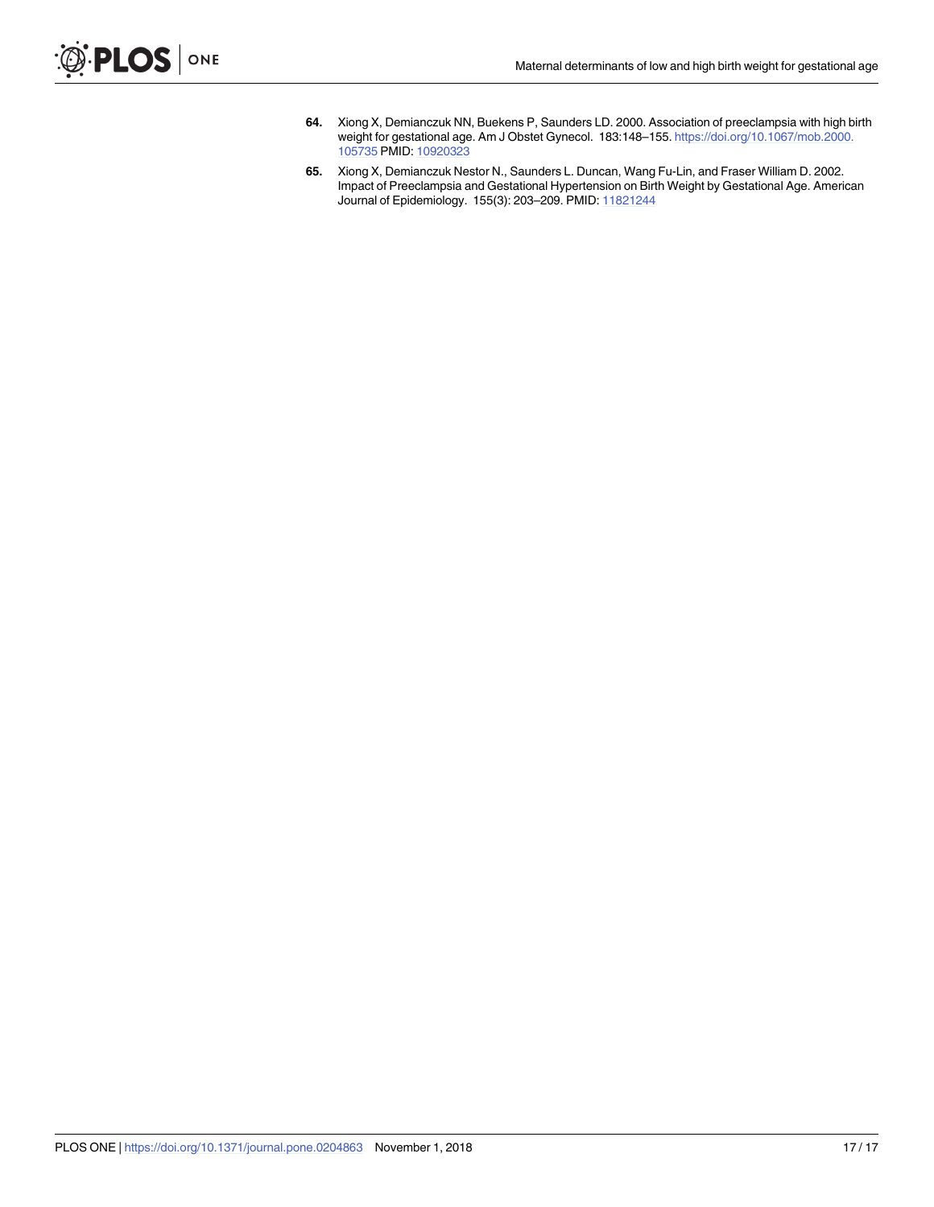64. Xiong X, Demianczuk NN, Buekens P, Saunders LD. 2000. Association of preeclampsia with high birth weight for gestational age. Am J Obstet Gynecol. 183:148–155. https://doi.org/10.1067/mob.2000.105735 PMID: 10920323

65. Xiong X, Demianczuk Nestor N., Saunders L. Duncan, Wang Fu-Lin, and Fraser William D. 2002. Impact of Preeclampsia and Gestational Hypertension on Birth Weight by Gestational Age. American Journal of Epidemiology. 155(3): 203–209. PMID: 11821244